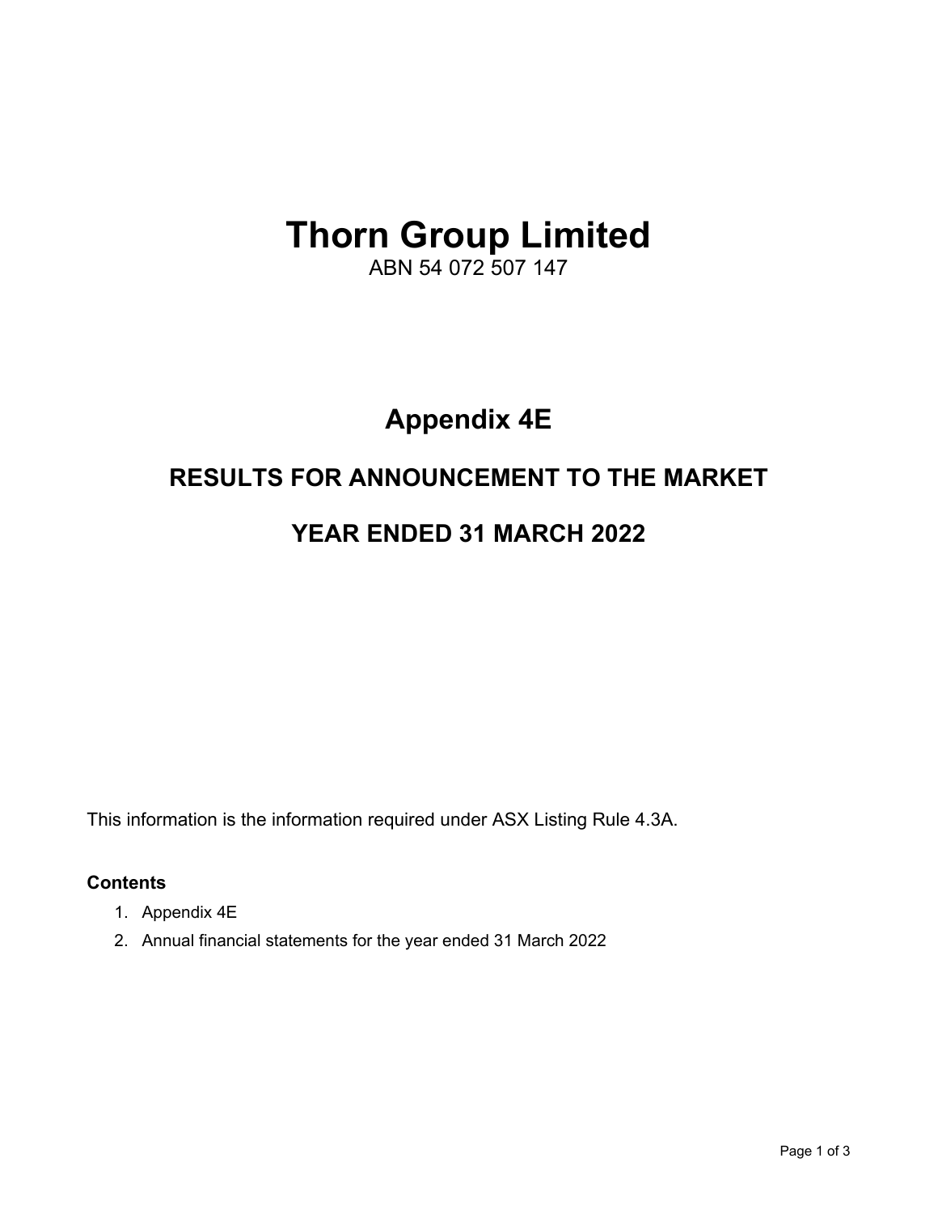# Thorn Group Limited

ABN 54 072 507 147

## Appendix 4E

## RESULTS FOR ANNOUNCEMENT TO THE MARKET

## YEAR ENDED 31 MARCH 2022

This information is the information required under ASX Listing Rule 4.3A.

**Contents**

1. Appendix 4E
2. Annual financial statements for the year ended 31 March 2022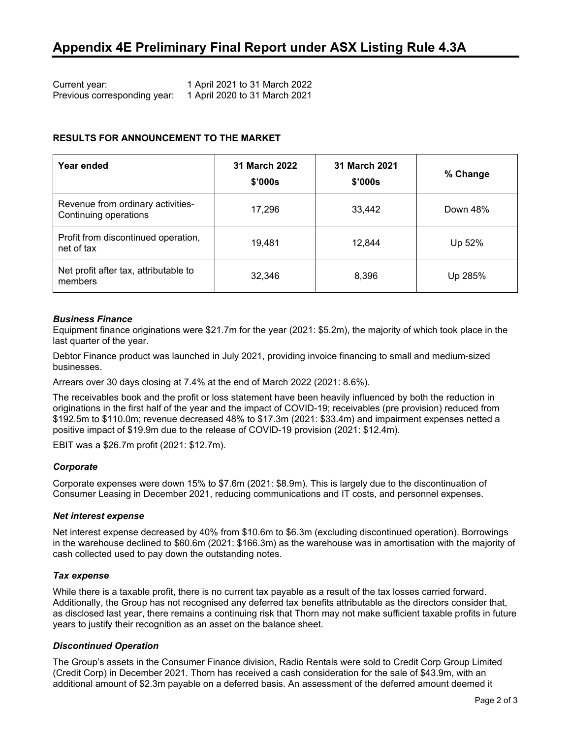# Appendix 4E Preliminary Final Report under ASX Listing Rule 4.3A

Current year: 1 April 2021 to 31 March 2022
Previous corresponding year: 1 April 2020 to 31 March 2021

**RESULTS FOR ANNOUNCEMENT TO THE MARKET**

| Year ended | 31 March 2022 $'000s | 31 March 2021 $'000s | % Change |
|---|---|---|---|
| Revenue from ordinary activities- Continuing operations | 17,296 | 33,442 | Down 48% |
| Profit from discontinued operation, net of tax | 19,481 | 12,844 | Up 52% |
| Net profit after tax, attributable to members | 32,346 | 8,396 | Up 285% |

***Business Finance***

Equipment finance originations were $21.7m for the year (2021: $5.2m), the majority of which took place in the last quarter of the year.

Debtor Finance product was launched in July 2021, providing invoice financing to small and medium-sized businesses.

Arrears over 30 days closing at 7.4% at the end of March 2022 (2021: 8.6%).

The receivables book and the profit or loss statement have been heavily influenced by both the reduction in originations in the first half of the year and the impact of COVID-19; receivables (pre provision) reduced from $192.5m to $110.0m; revenue decreased 48% to $17.3m (2021: $33.4m) and impairment expenses netted a positive impact of $19.9m due to the release of COVID-19 provision (2021: $12.4m).

EBIT was a $26.7m profit (2021: $12.7m).

***Corporate***

Corporate expenses were down 15% to $7.6m (2021: $8.9m). This is largely due to the discontinuation of Consumer Leasing in December 2021, reducing communications and IT costs, and personnel expenses.

***Net interest expense***

Net interest expense decreased by 40% from $10.6m to $6.3m (excluding discontinued operation). Borrowings in the warehouse declined to $60.6m (2021: $166.3m) as the warehouse was in amortisation with the majority of cash collected used to pay down the outstanding notes.

***Tax expense***

While there is a taxable profit, there is no current tax payable as a result of the tax losses carried forward. Additionally, the Group has not recognised any deferred tax benefits attributable as the directors consider that, as disclosed last year, there remains a continuing risk that Thorn may not make sufficient taxable profits in future years to justify their recognition as an asset on the balance sheet.

***Discontinued Operation***

The Group's assets in the Consumer Finance division, Radio Rentals were sold to Credit Corp Group Limited (Credit Corp) in December 2021. Thorn has received a cash consideration for the sale of $43.9m, with an additional amount of $2.3m payable on a deferred basis. An assessment of the deferred amount deemed it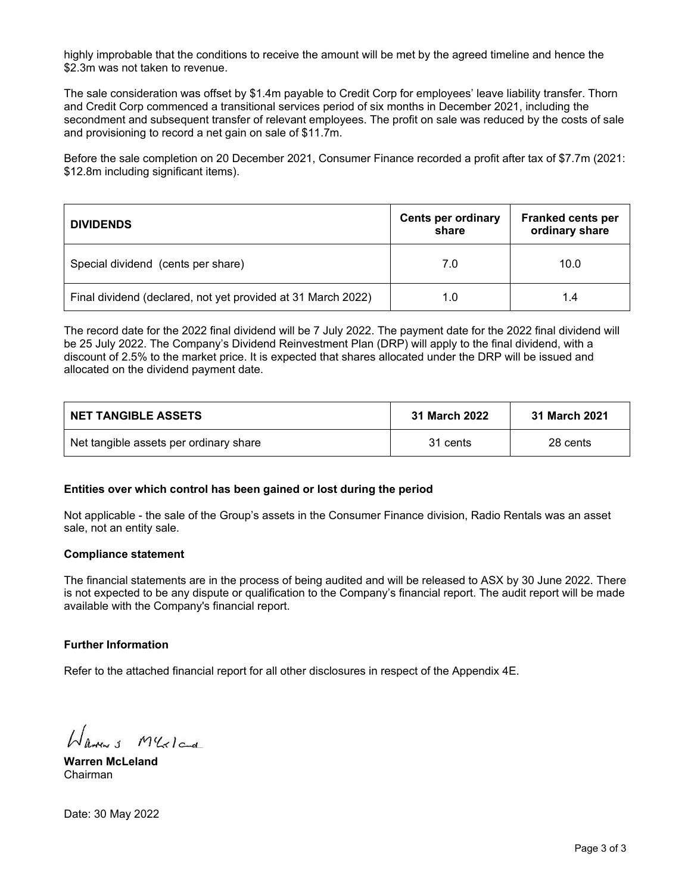highly improbable that the conditions to receive the amount will be met by the agreed timeline and hence the $2.3m was not taken to revenue.

The sale consideration was offset by $1.4m payable to Credit Corp for employees' leave liability transfer. Thorn and Credit Corp commenced a transitional services period of six months in December 2021, including the secondment and subsequent transfer of relevant employees. The profit on sale was reduced by the costs of sale and provisioning to record a net gain on sale of $11.7m.

Before the sale completion on 20 December 2021, Consumer Finance recorded a profit after tax of $7.7m (2021: $12.8m including significant items).

| **DIVIDENDS** | **Cents per ordinary share** | **Franked cents per ordinary share** |
|---|---|---|
| Special dividend (cents per share) | 7.0 | 10.0 |
| Final dividend (declared, not yet provided at 31 March 2022) | 1.0 | 1.4 |

The record date for the 2022 final dividend will be 7 July 2022. The payment date for the 2022 final dividend will be 25 July 2022. The Company's Dividend Reinvestment Plan (DRP) will apply to the final dividend, with a discount of 2.5% to the market price. It is expected that shares allocated under the DRP will be issued and allocated on the dividend payment date.

| **NET TANGIBLE ASSETS** | **31 March 2022** | **31 March 2021** |
|---|---|---|
| Net tangible assets per ordinary share | 31 cents | 28 cents |

**Entities over which control has been gained or lost during the period**

Not applicable - the sale of the Group's assets in the Consumer Finance division, Radio Rentals was an asset sale, not an entity sale.

**Compliance statement**

The financial statements are in the process of being audited and will be released to ASX by 30 June 2022. There is not expected to be any dispute or qualification to the Company's financial report. The audit report will be made available with the Company's financial report.

**Further Information**

Refer to the attached financial report for all other disclosures in respect of the Appendix 4E.

**Warren McLeland**
Chairman

Date: 30 May 2022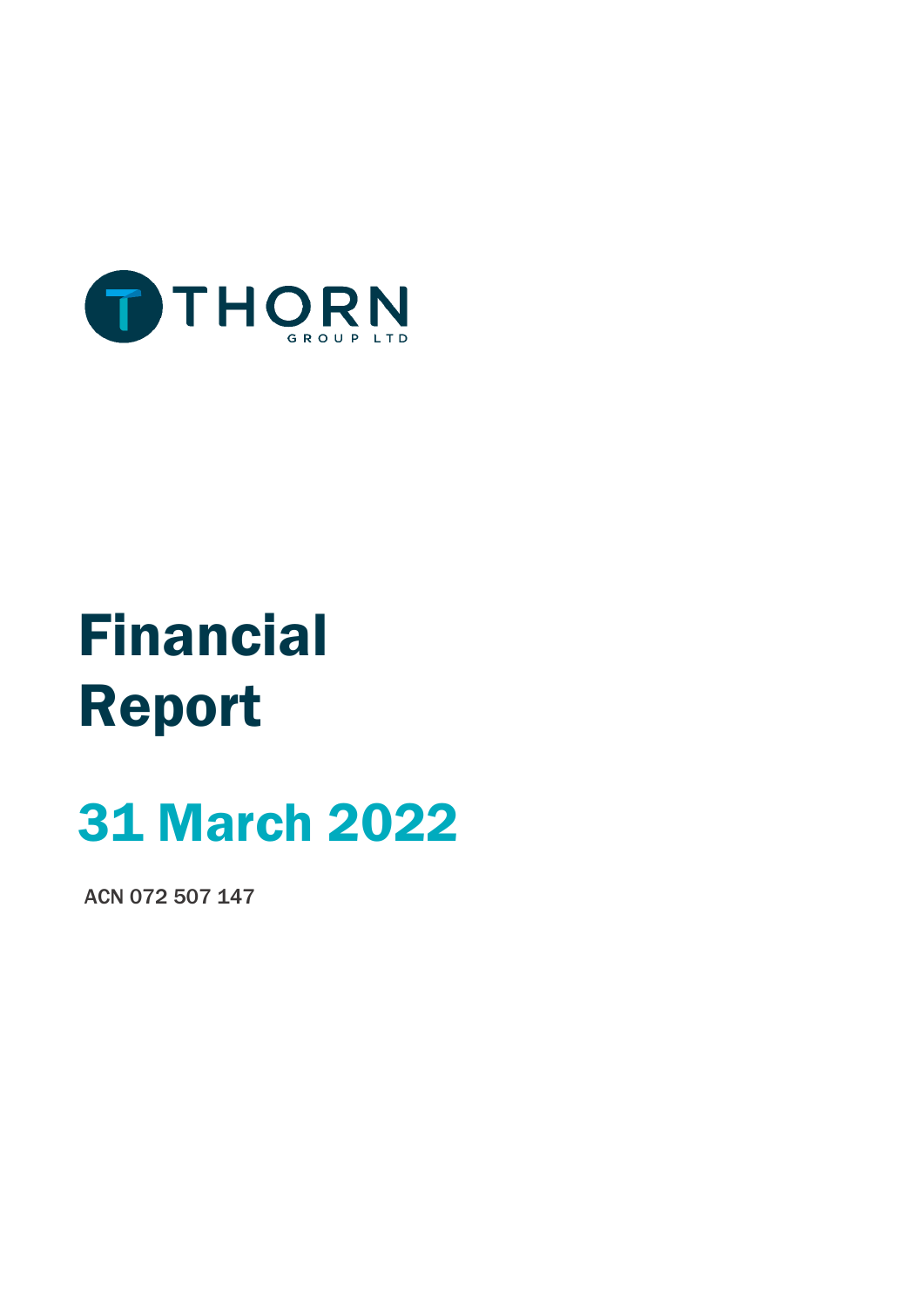THORN GROUP LTD

# Financial Report

## 31 March 2022

ACN 072 507 147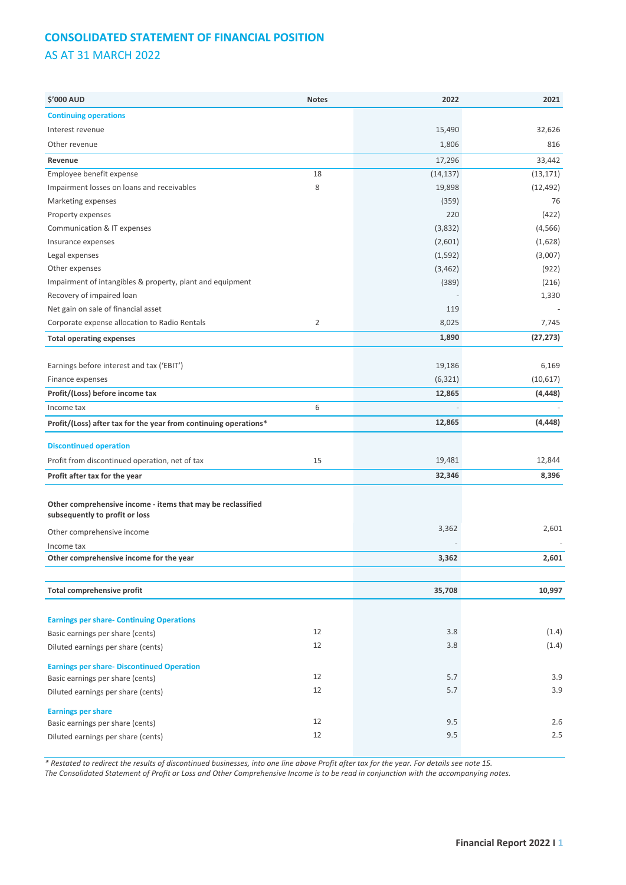## CONSOLIDATED STATEMENT OF FINANCIAL POSITION

AS AT 31 MARCH 2022

| $'000 AUD | Notes | 2022 | 2021 |
|---|---|---|---|
| **Continuing operations** | | | |
| Interest revenue | | 15,490 | 32,626 |
| Other revenue | | 1,806 | 816 |
| **Revenue** | | 17,296 | 33,442 |
| Employee benefit expense | 18 | (14,137) | (13,171) |
| Impairment losses on loans and receivables | 8 | 19,898 | (12,492) |
| Marketing expenses | | (359) | 76 |
| Property expenses | | 220 | (422) |
| Communication & IT expenses | | (3,832) | (4,566) |
| Insurance expenses | | (2,601) | (1,628) |
| Legal expenses | | (1,592) | (3,007) |
| Other expenses | | (3,462) | (922) |
| Impairment of intangibles & property, plant and equipment | | (389) | (216) |
| Recovery of impaired loan | | - | 1,330 |
| Net gain on sale of financial asset | | 119 | - |
| Corporate expense allocation to Radio Rentals | 2 | 8,025 | 7,745 |
| **Total operating expenses** | | **1,890** | **(27,273)** |
| | | | |
| Earnings before interest and tax ('EBIT') | | 19,186 | 6,169 |
| Finance expenses | | (6,321) | (10,617) |
| **Profit/(Loss) before income tax** | | **12,865** | **(4,448)** |
| Income tax | 6 | - | - |
| **Profit/(Loss) after tax for the year from continuing operations*** | | **12,865** | **(4,448)** |
| **Discontinued operation** | | | |
| Profit from discontinued operation, net of tax | 15 | 19,481 | 12,844 |
| **Profit after tax for the year** | | **32,346** | **8,396** |
| | | | |
| **Other comprehensive income - items that may be reclassified subsequently to profit or loss** | | | |
| Other comprehensive income | | 3,362 | 2,601 |
| Income tax | | - | - |
| **Other comprehensive income for the year** | | **3,362** | **2,601** |
| | | | |
| **Total comprehensive profit** | | **35,708** | **10,997** |
| | | | |
| **Earnings per share- Continuing Operations** | | | |
| Basic earnings per share (cents) | 12 | 3.8 | (1.4) |
| Diluted earnings per share (cents) | 12 | 3.8 | (1.4) |
| **Earnings per share- Discontinued Operation** | | | |
| Basic earnings per share (cents) | 12 | 5.7 | 3.9 |
| Diluted earnings per share (cents) | 12 | 5.7 | 3.9 |
| **Earnings per share** | | | |
| Basic earnings per share (cents) | 12 | 9.5 | 2.6 |
| Diluted earnings per share (cents) | 12 | 9.5 | 2.5 |

*\* Restated to redirect the results of discontinued businesses, into one line above Profit after tax for the year. For details see note 15.*
*The Consolidated Statement of Profit or Loss and Other Comprehensive Income is to be read in conjunction with the accompanying notes.*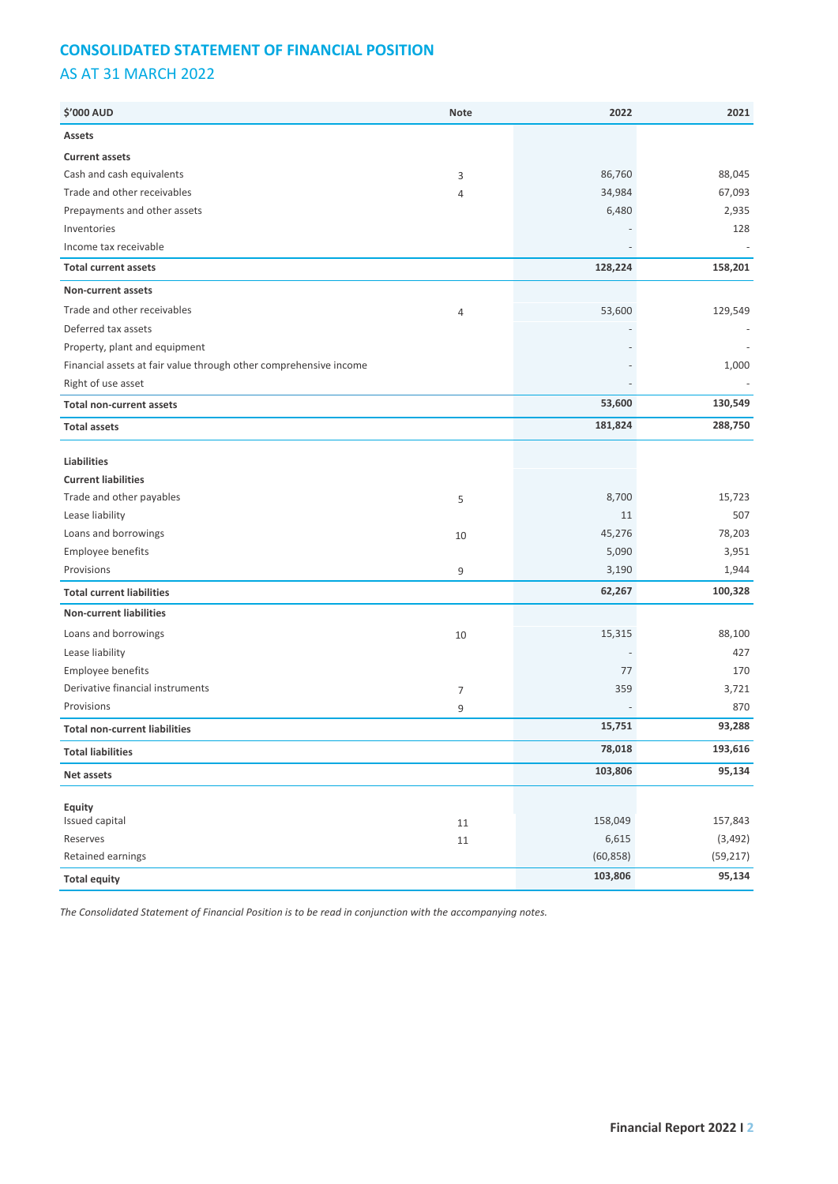## CONSOLIDATED STATEMENT OF FINANCIAL POSITION

## AS AT 31 MARCH 2022

| $'000 AUD | Note | 2022 | 2021 |
|---|---|---|---|
| **Assets** | | | |
| **Current assets** | | | |
| Cash and cash equivalents | 3 | 86,760 | 88,045 |
| Trade and other receivables | 4 | 34,984 | 67,093 |
| Prepayments and other assets | | 6,480 | 2,935 |
| Inventories | | - | 128 |
| Income tax receivable | | - | - |
| **Total current assets** | | **128,224** | **158,201** |
| **Non-current assets** | | | |
| Trade and other receivables | 4 | 53,600 | 129,549 |
| Deferred tax assets | | - | - |
| Property, plant and equipment | | - | - |
| Financial assets at fair value through other comprehensive income | | - | 1,000 |
| Right of use asset | | - | - |
| **Total non-current assets** | | **53,600** | **130,549** |
| **Total assets** | | **181,824** | **288,750** |
| **Liabilities** | | | |
| **Current liabilities** | | | |
| Trade and other payables | 5 | 8,700 | 15,723 |
| Lease liability | | 11 | 507 |
| Loans and borrowings | 10 | 45,276 | 78,203 |
| Employee benefits | | 5,090 | 3,951 |
| Provisions | 9 | 3,190 | 1,944 |
| **Total current liabilities** | | **62,267** | **100,328** |
| **Non-current liabilities** | | | |
| Loans and borrowings | 10 | 15,315 | 88,100 |
| Lease liability | | - | 427 |
| Employee benefits | | 77 | 170 |
| Derivative financial instruments | 7 | 359 | 3,721 |
| Provisions | 9 | - | 870 |
| **Total non-current liabilities** | | **15,751** | **93,288** |
| **Total liabilities** | | **78,018** | **193,616** |
| **Net assets** | | **103,806** | **95,134** |
| **Equity** | | | |
| Issued capital | 11 | 158,049 | 157,843 |
| Reserves | 11 | 6,615 | (3,492) |
| Retained earnings | | (60,858) | (59,217) |
| **Total equity** | | **103,806** | **95,134** |

*The Consolidated Statement of Financial Position is to be read in conjunction with the accompanying notes.*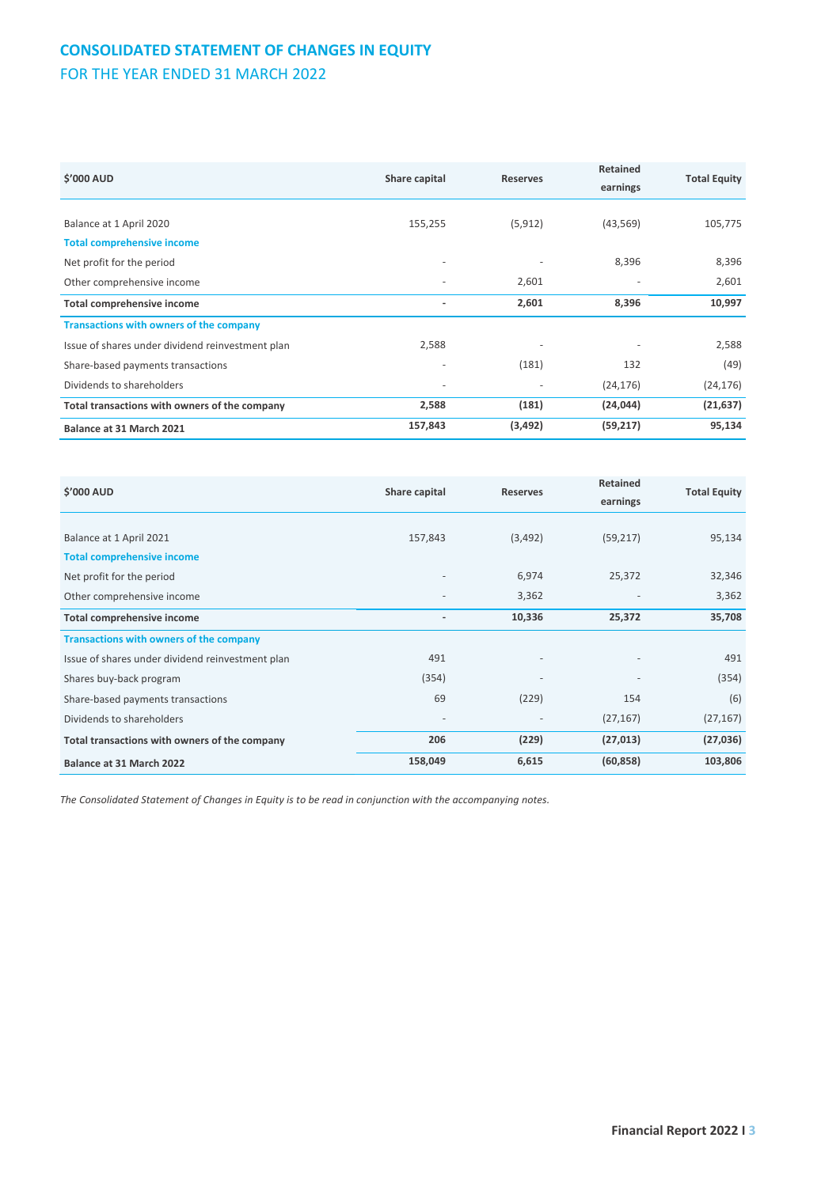# CONSOLIDATED STATEMENT OF CHANGES IN EQUITY

## FOR THE YEAR ENDED 31 MARCH 2022

| $'000 AUD | Share capital | Reserves | Retained earnings | Total Equity |
|---|---|---|---|---|
| Balance at 1 April 2020 | 155,255 | (5,912) | (43,569) | 105,775 |
| **Total comprehensive income** | | | | |
| Net profit for the period | - | - | 8,396 | 8,396 |
| Other comprehensive income | - | 2,601 | - | 2,601 |
| **Total comprehensive income** | **-** | **2,601** | **8,396** | **10,997** |
| **Transactions with owners of the company** | | | | |
| Issue of shares under dividend reinvestment plan | 2,588 | - | - | 2,588 |
| Share-based payments transactions | - | (181) | 132 | (49) |
| Dividends to shareholders | - | - | (24,176) | (24,176) |
| **Total transactions with owners of the company** | **2,588** | **(181)** | **(24,044)** | **(21,637)** |
| **Balance at 31 March 2021** | **157,843** | **(3,492)** | **(59,217)** | **95,134** |

| $'000 AUD | Share capital | Reserves | Retained earnings | Total Equity |
|---|---|---|---|---|
| Balance at 1 April 2021 | 157,843 | (3,492) | (59,217) | 95,134 |
| **Total comprehensive income** | | | | |
| Net profit for the period | - | 6,974 | 25,372 | 32,346 |
| Other comprehensive income | - | 3,362 | - | 3,362 |
| **Total comprehensive income** | **-** | **10,336** | **25,372** | **35,708** |
| **Transactions with owners of the company** | | | | |
| Issue of shares under dividend reinvestment plan | 491 | - | - | 491 |
| Shares buy-back program | (354) | - | - | (354) |
| Share-based payments transactions | 69 | (229) | 154 | (6) |
| Dividends to shareholders | - | - | (27,167) | (27,167) |
| **Total transactions with owners of the company** | **206** | **(229)** | **(27,013)** | **(27,036)** |
| **Balance at 31 March 2022** | **158,049** | **6,615** | **(60,858)** | **103,806** |

*The Consolidated Statement of Changes in Equity is to be read in conjunction with the accompanying notes.*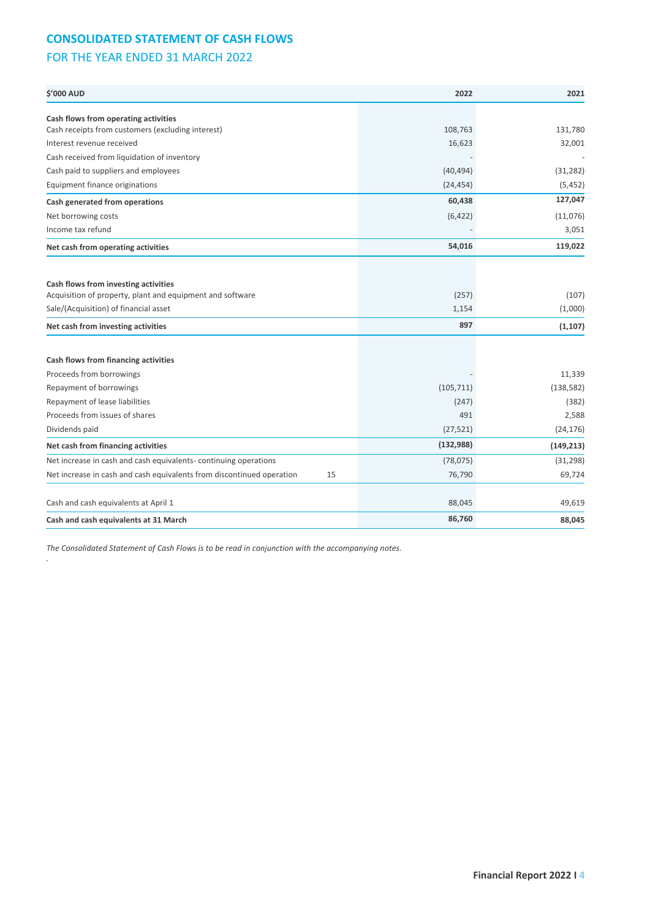# CONSOLIDATED STATEMENT OF CASH FLOWS

## FOR THE YEAR ENDED 31 MARCH 2022

| $'000 AUD | | 2022 | 2021 |
|---|---|---|---|
| **Cash flows from operating activities** | | | |
| Cash receipts from customers (excluding interest) | | 108,763 | 131,780 |
| Interest revenue received | | 16,623 | 32,001 |
| Cash received from liquidation of inventory | | - | - |
| Cash paid to suppliers and employees | | (40,494) | (31,282) |
| Equipment finance originations | | (24,454) | (5,452) |
| **Cash generated from operations** | | **60,438** | **127,047** |
| Net borrowing costs | | (6,422) | (11,076) |
| Income tax refund | | - | 3,051 |
| **Net cash from operating activities** | | **54,016** | **119,022** |
| | | | |
| **Cash flows from investing activities** | | | |
| Acquisition of property, plant and equipment and software | | (257) | (107) |
| Sale/(Acquisition) of financial asset | | 1,154 | (1,000) |
| **Net cash from investing activities** | | **897** | **(1,107)** |
| | | | |
| **Cash flows from financing activities** | | | |
| Proceeds from borrowings | | - | 11,339 |
| Repayment of borrowings | | (105,711) | (138,582) |
| Repayment of lease liabilities | | (247) | (382) |
| Proceeds from issues of shares | | 491 | 2,588 |
| Dividends paid | | (27,521) | (24,176) |
| **Net cash from financing activities** | | **(132,988)** | **(149,213)** |
| Net increase in cash and cash equivalents- continuing operations | | (78,075) | (31,298) |
| Net increase in cash and cash equivalents from discontinued operation | 15 | 76,790 | 69,724 |
| | | | |
| Cash and cash equivalents at April 1 | | 88,045 | 49,619 |
| **Cash and cash equivalents at 31 March** | | **86,760** | **88,045** |

*The Consolidated Statement of Cash Flows is to be read in conjunction with the accompanying notes.*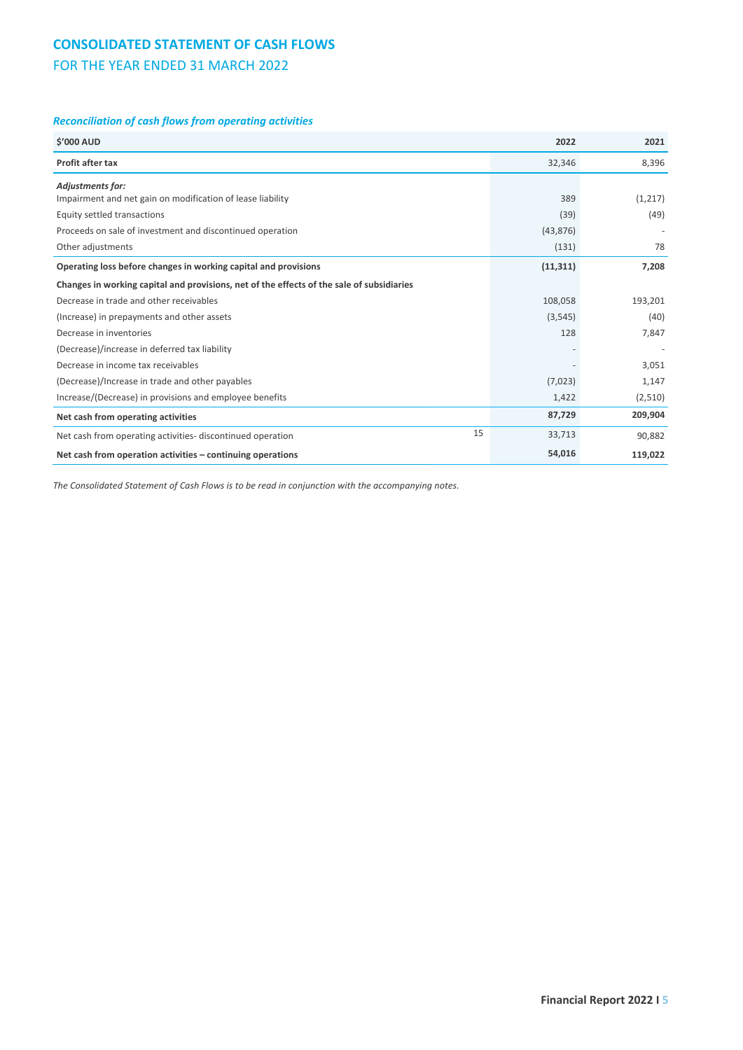# CONSOLIDATED STATEMENT OF CASH FLOWS

## FOR THE YEAR ENDED 31 MARCH 2022

### *Reconciliation of cash flows from operating activities*

| $'000 AUD | | 2022 | 2021 |
|---|---|---|---|
| **Profit after tax** | | 32,346 | 8,396 |
| ***Adjustments for:*** | | | |
| Impairment and net gain on modification of lease liability | | 389 | (1,217) |
| Equity settled transactions | | (39) | (49) |
| Proceeds on sale of investment and discontinued operation | | (43,876) | - |
| Other adjustments | | (131) | 78 |
| **Operating loss before changes in working capital and provisions** | | **(11,311)** | **7,208** |
| **Changes in working capital and provisions, net of the effects of the sale of subsidiaries** | | | |
| Decrease in trade and other receivables | | 108,058 | 193,201 |
| (Increase) in prepayments and other assets | | (3,545) | (40) |
| Decrease in inventories | | 128 | 7,847 |
| (Decrease)/increase in deferred tax liability | | - | - |
| Decrease in income tax receivables | | - | 3,051 |
| (Decrease)/Increase in trade and other payables | | (7,023) | 1,147 |
| Increase/(Decrease) in provisions and employee benefits | | 1,422 | (2,510) |
| **Net cash from operating activities** | | **87,729** | **209,904** |
| Net cash from operating activities- discontinued operation | 15 | 33,713 | 90,882 |
| **Net cash from operation activities – continuing operations** | | **54,016** | **119,022** |

*The Consolidated Statement of Cash Flows is to be read in conjunction with the accompanying notes.*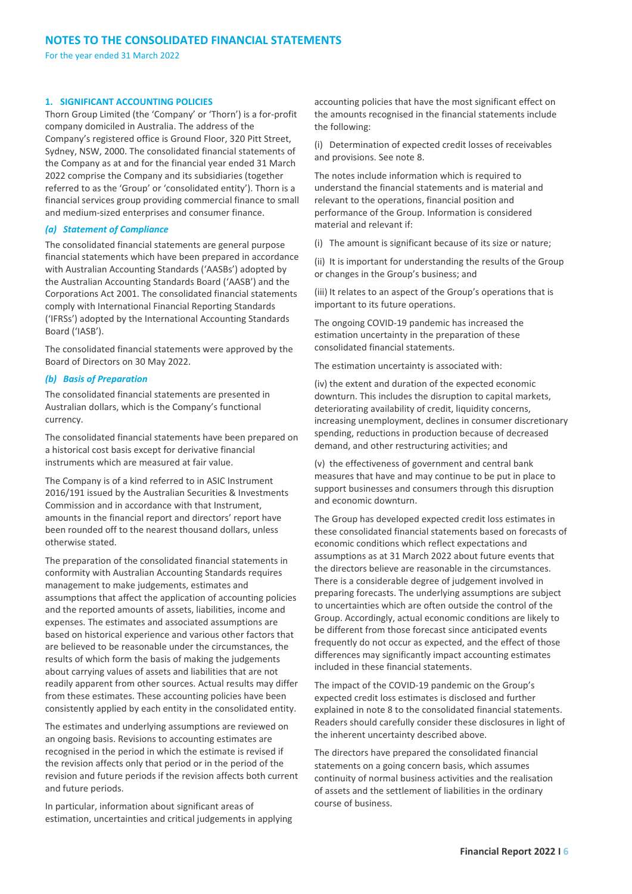# NOTES TO THE CONSOLIDATED FINANCIAL STATEMENTS

For the year ended 31 March 2022

## 1. SIGNIFICANT ACCOUNTING POLICIES

Thorn Group Limited (the 'Company' or 'Thorn') is a for-profit company domiciled in Australia. The address of the Company's registered office is Ground Floor, 320 Pitt Street, Sydney, NSW, 2000. The consolidated financial statements of the Company as at and for the financial year ended 31 March 2022 comprise the Company and its subsidiaries (together referred to as the 'Group' or 'consolidated entity'). Thorn is a financial services group providing commercial finance to small and medium-sized enterprises and consumer finance.

### *(a) Statement of Compliance*

The consolidated financial statements are general purpose financial statements which have been prepared in accordance with Australian Accounting Standards ('AASBs') adopted by the Australian Accounting Standards Board ('AASB') and the Corporations Act 2001. The consolidated financial statements comply with International Financial Reporting Standards ('IFRSs') adopted by the International Accounting Standards Board ('IASB').

The consolidated financial statements were approved by the Board of Directors on 30 May 2022.

### *(b) Basis of Preparation*

The consolidated financial statements are presented in Australian dollars, which is the Company's functional currency.

The consolidated financial statements have been prepared on a historical cost basis except for derivative financial instruments which are measured at fair value.

The Company is of a kind referred to in ASIC Instrument 2016/191 issued by the Australian Securities & Investments Commission and in accordance with that Instrument, amounts in the financial report and directors' report have been rounded off to the nearest thousand dollars, unless otherwise stated.

The preparation of the consolidated financial statements in conformity with Australian Accounting Standards requires management to make judgements, estimates and assumptions that affect the application of accounting policies and the reported amounts of assets, liabilities, income and expenses. The estimates and associated assumptions are based on historical experience and various other factors that are believed to be reasonable under the circumstances, the results of which form the basis of making the judgements about carrying values of assets and liabilities that are not readily apparent from other sources. Actual results may differ from these estimates. These accounting policies have been consistently applied by each entity in the consolidated entity.

The estimates and underlying assumptions are reviewed on an ongoing basis. Revisions to accounting estimates are recognised in the period in which the estimate is revised if the revision affects only that period or in the period of the revision and future periods if the revision affects both current and future periods.

In particular, information about significant areas of estimation, uncertainties and critical judgements in applying accounting policies that have the most significant effect on the amounts recognised in the financial statements include the following:

(i) Determination of expected credit losses of receivables and provisions. See note 8.

The notes include information which is required to understand the financial statements and is material and relevant to the operations, financial position and performance of the Group. Information is considered material and relevant if:

(i) The amount is significant because of its size or nature;

(ii) It is important for understanding the results of the Group or changes in the Group's business; and

(iii) It relates to an aspect of the Group's operations that is important to its future operations.

The ongoing COVID-19 pandemic has increased the estimation uncertainty in the preparation of these consolidated financial statements.

The estimation uncertainty is associated with:

(iv) the extent and duration of the expected economic downturn. This includes the disruption to capital markets, deteriorating availability of credit, liquidity concerns, increasing unemployment, declines in consumer discretionary spending, reductions in production because of decreased demand, and other restructuring activities; and

(v) the effectiveness of government and central bank measures that have and may continue to be put in place to support businesses and consumers through this disruption and economic downturn.

The Group has developed expected credit loss estimates in these consolidated financial statements based on forecasts of economic conditions which reflect expectations and assumptions as at 31 March 2022 about future events that the directors believe are reasonable in the circumstances. There is a considerable degree of judgement involved in preparing forecasts. The underlying assumptions are subject to uncertainties which are often outside the control of the Group. Accordingly, actual economic conditions are likely to be different from those forecast since anticipated events frequently do not occur as expected, and the effect of those differences may significantly impact accounting estimates included in these financial statements.

The impact of the COVID-19 pandemic on the Group's expected credit loss estimates is disclosed and further explained in note 8 to the consolidated financial statements. Readers should carefully consider these disclosures in light of the inherent uncertainty described above.

The directors have prepared the consolidated financial statements on a going concern basis, which assumes continuity of normal business activities and the realisation of assets and the settlement of liabilities in the ordinary course of business.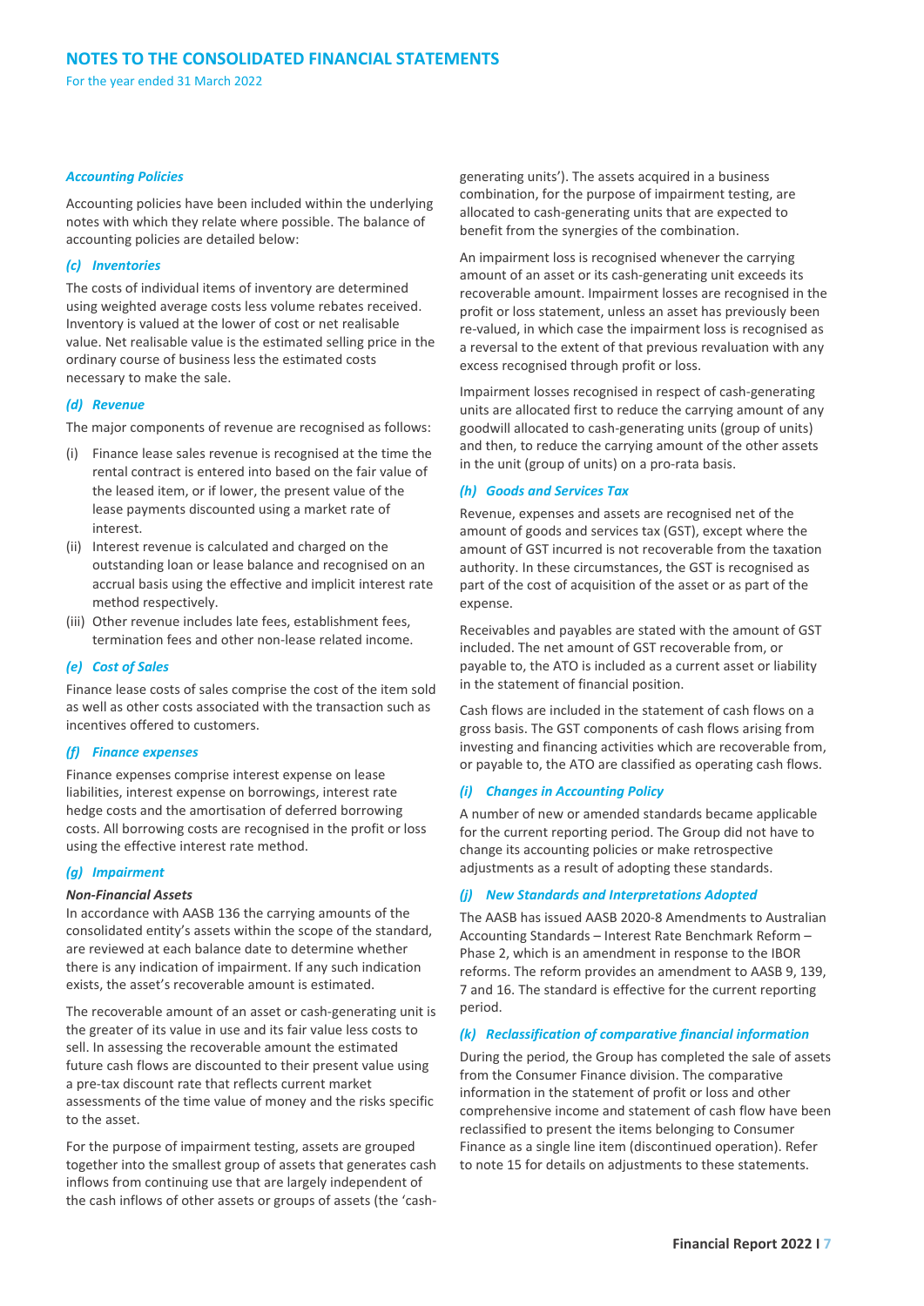## NOTES TO THE CONSOLIDATED FINANCIAL STATEMENTS

For the year ended 31 March 2022

### *Accounting Policies*

Accounting policies have been included within the underlying notes with which they relate where possible. The balance of accounting policies are detailed below:

#### *(c) Inventories*

The costs of individual items of inventory are determined using weighted average costs less volume rebates received. Inventory is valued at the lower of cost or net realisable value. Net realisable value is the estimated selling price in the ordinary course of business less the estimated costs necessary to make the sale.

#### *(d) Revenue*

The major components of revenue are recognised as follows:

(i) Finance lease sales revenue is recognised at the time the rental contract is entered into based on the fair value of the leased item, or if lower, the present value of the lease payments discounted using a market rate of interest.

(ii) Interest revenue is calculated and charged on the outstanding loan or lease balance and recognised on an accrual basis using the effective and implicit interest rate method respectively.

(iii) Other revenue includes late fees, establishment fees, termination fees and other non-lease related income.

#### *(e) Cost of Sales*

Finance lease costs of sales comprise the cost of the item sold as well as other costs associated with the transaction such as incentives offered to customers.

#### *(f) Finance expenses*

Finance expenses comprise interest expense on lease liabilities, interest expense on borrowings, interest rate hedge costs and the amortisation of deferred borrowing costs. All borrowing costs are recognised in the profit or loss using the effective interest rate method.

#### *(g) Impairment*

**Non-Financial Assets**

In accordance with AASB 136 the carrying amounts of the consolidated entity's assets within the scope of the standard, are reviewed at each balance date to determine whether there is any indication of impairment. If any such indication exists, the asset's recoverable amount is estimated.

The recoverable amount of an asset or cash-generating unit is the greater of its value in use and its fair value less costs to sell. In assessing the recoverable amount the estimated future cash flows are discounted to their present value using a pre-tax discount rate that reflects current market assessments of the time value of money and the risks specific to the asset.

For the purpose of impairment testing, assets are grouped together into the smallest group of assets that generates cash inflows from continuing use that are largely independent of the cash inflows of other assets or groups of assets (the 'cash-generating units'). The assets acquired in a business combination, for the purpose of impairment testing, are allocated to cash-generating units that are expected to benefit from the synergies of the combination.

An impairment loss is recognised whenever the carrying amount of an asset or its cash-generating unit exceeds its recoverable amount. Impairment losses are recognised in the profit or loss statement, unless an asset has previously been re-valued, in which case the impairment loss is recognised as a reversal to the extent of that previous revaluation with any excess recognised through profit or loss.

Impairment losses recognised in respect of cash-generating units are allocated first to reduce the carrying amount of any goodwill allocated to cash-generating units (group of units) and then, to reduce the carrying amount of the other assets in the unit (group of units) on a pro-rata basis.

#### *(h) Goods and Services Tax*

Revenue, expenses and assets are recognised net of the amount of goods and services tax (GST), except where the amount of GST incurred is not recoverable from the taxation authority. In these circumstances, the GST is recognised as part of the cost of acquisition of the asset or as part of the expense.

Receivables and payables are stated with the amount of GST included. The net amount of GST recoverable from, or payable to, the ATO is included as a current asset or liability in the statement of financial position.

Cash flows are included in the statement of cash flows on a gross basis. The GST components of cash flows arising from investing and financing activities which are recoverable from, or payable to, the ATO are classified as operating cash flows.

#### *(i) Changes in Accounting Policy*

A number of new or amended standards became applicable for the current reporting period. The Group did not have to change its accounting policies or make retrospective adjustments as a result of adopting these standards.

#### *(j) New Standards and Interpretations Adopted*

The AASB has issued AASB 2020-8 Amendments to Australian Accounting Standards – Interest Rate Benchmark Reform – Phase 2, which is an amendment in response to the IBOR reforms. The reform provides an amendment to AASB 9, 139, 7 and 16. The standard is effective for the current reporting period.

#### *(k) Reclassification of comparative financial information*

During the period, the Group has completed the sale of assets from the Consumer Finance division. The comparative information in the statement of profit or loss and other comprehensive income and statement of cash flow have been reclassified to present the items belonging to Consumer Finance as a single line item (discontinued operation). Refer to note 15 for details on adjustments to these statements.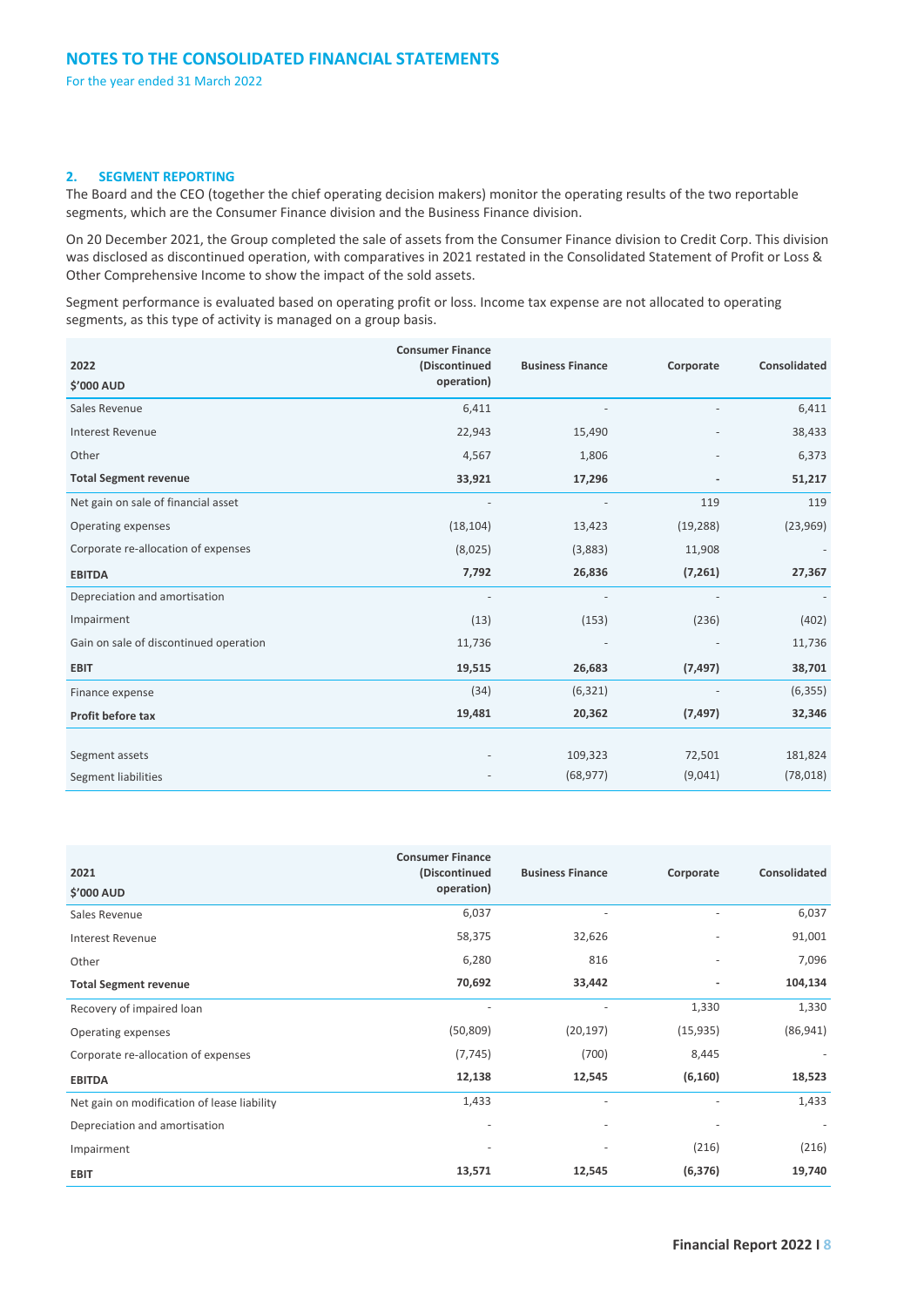## NOTES TO THE CONSOLIDATED FINANCIAL STATEMENTS

For the year ended 31 March 2022

### 2. SEGMENT REPORTING

The Board and the CEO (together the chief operating decision makers) monitor the operating results of the two reportable segments, which are the Consumer Finance division and the Business Finance division.

On 20 December 2021, the Group completed the sale of assets from the Consumer Finance division to Credit Corp. This division was disclosed as discontinued operation, with comparatives in 2021 restated in the Consolidated Statement of Profit or Loss & Other Comprehensive Income to show the impact of the sold assets.

Segment performance is evaluated based on operating profit or loss. Income tax expense are not allocated to operating segments, as this type of activity is managed on a group basis.

| 2022<br>$'000 AUD | Consumer Finance (Discontinued operation) | Business Finance | Corporate | Consolidated |
|---|---|---|---|---|
| Sales Revenue | 6,411 | - | - | 6,411 |
| Interest Revenue | 22,943 | 15,490 | - | 38,433 |
| Other | 4,567 | 1,806 | - | 6,373 |
| **Total Segment revenue** | **33,921** | **17,296** | **-** | **51,217** |
| Net gain on sale of financial asset | - | - | 119 | 119 |
| Operating expenses | (18,104) | 13,423 | (19,288) | (23,969) |
| Corporate re-allocation of expenses | (8,025) | (3,883) | 11,908 | - |
| **EBITDA** | **7,792** | **26,836** | **(7,261)** | **27,367** |
| Depreciation and amortisation | - | - | - | - |
| Impairment | (13) | (153) | (236) | (402) |
| Gain on sale of discontinued operation | 11,736 | - | - | 11,736 |
| **EBIT** | **19,515** | **26,683** | **(7,497)** | **38,701** |
| Finance expense | (34) | (6,321) | - | (6,355) |
| **Profit before tax** | **19,481** | **20,362** | **(7,497)** | **32,346** |
| | | | | |
| Segment assets | - | 109,323 | 72,501 | 181,824 |
| Segment liabilities | - | (68,977) | (9,041) | (78,018) |

| 2021<br>$'000 AUD | Consumer Finance (Discontinued operation) | Business Finance | Corporate | Consolidated |
|---|---|---|---|---|
| Sales Revenue | 6,037 | - | - | 6,037 |
| Interest Revenue | 58,375 | 32,626 | - | 91,001 |
| Other | 6,280 | 816 | - | 7,096 |
| **Total Segment revenue** | **70,692** | **33,442** | **-** | **104,134** |
| Recovery of impaired loan | - | - | 1,330 | 1,330 |
| Operating expenses | (50,809) | (20,197) | (15,935) | (86,941) |
| Corporate re-allocation of expenses | (7,745) | (700) | 8,445 | - |
| **EBITDA** | **12,138** | **12,545** | **(6,160)** | **18,523** |
| Net gain on modification of lease liability | 1,433 | - | - | 1,433 |
| Depreciation and amortisation | - | - | - | - |
| Impairment | - | - | (216) | (216) |
| **EBIT** | **13,571** | **12,545** | **(6,376)** | **19,740** |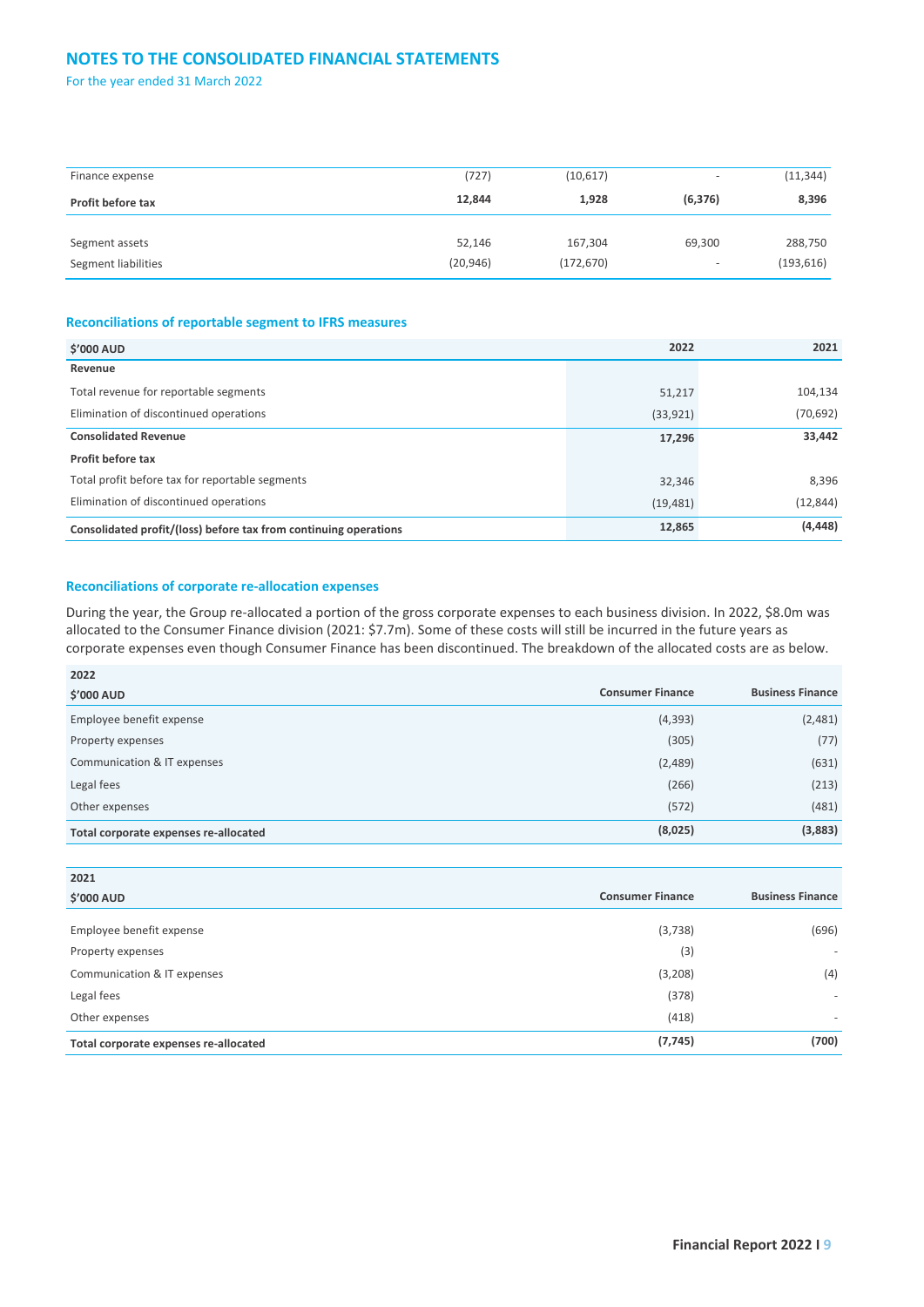## NOTES TO THE CONSOLIDATED FINANCIAL STATEMENTS

For the year ended 31 March 2022

| | | | | |
|---|---|---|---|---|
| Finance expense | (727) | (10,617) | - | (11,344) |
| **Profit before tax** | **12,844** | **1,928** | **(6,376)** | **8,396** |
| | | | | |
| Segment assets | 52,146 | 167,304 | 69,300 | 288,750 |
| Segment liabilities | (20,946) | (172,670) | - | (193,616) |

### Reconciliations of reportable segment to IFRS measures

| $'000 AUD | 2022 | 2021 |
|---|---|---|
| **Revenue** | | |
| Total revenue for reportable segments | 51,217 | 104,134 |
| Elimination of discontinued operations | (33,921) | (70,692) |
| **Consolidated Revenue** | **17,296** | **33,442** |
| **Profit before tax** | | |
| Total profit before tax for reportable segments | 32,346 | 8,396 |
| Elimination of discontinued operations | (19,481) | (12,844) |
| **Consolidated profit/(loss) before tax from continuing operations** | **12,865** | **(4,448)** |

### Reconciliations of corporate re-allocation expenses

During the year, the Group re-allocated a portion of the gross corporate expenses to each business division. In 2022, $8.0m was allocated to the Consumer Finance division (2021: $7.7m). Some of these costs will still be incurred in the future years as corporate expenses even though Consumer Finance has been discontinued. The breakdown of the allocated costs are as below.

| 2022<br>$'000 AUD | Consumer Finance | Business Finance |
|---|---|---|
| Employee benefit expense | (4,393) | (2,481) |
| Property expenses | (305) | (77) |
| Communication & IT expenses | (2,489) | (631) |
| Legal fees | (266) | (213) |
| Other expenses | (572) | (481) |
| **Total corporate expenses re-allocated** | **(8,025)** | **(3,883)** |

| 2021<br>$'000 AUD | Consumer Finance | Business Finance |
|---|---|---|
| Employee benefit expense | (3,738) | (696) |
| Property expenses | (3) | - |
| Communication & IT expenses | (3,208) | (4) |
| Legal fees | (378) | - |
| Other expenses | (418) | - |
| **Total corporate expenses re-allocated** | **(7,745)** | **(700)** |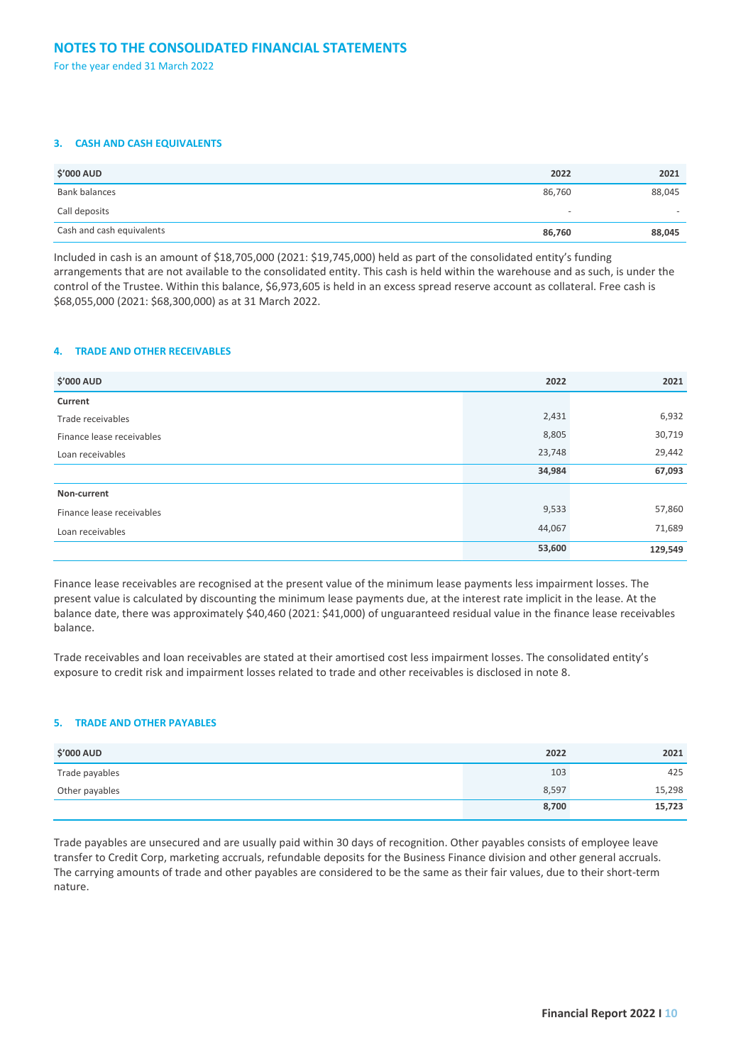# NOTES TO THE CONSOLIDATED FINANCIAL STATEMENTS

For the year ended 31 March 2022

### 3. CASH AND CASH EQUIVALENTS

| $'000 AUD | 2022 | 2021 |
|---|---|---|
| Bank balances | 86,760 | 88,045 |
| Call deposits | - | - |
| Cash and cash equivalents | **86,760** | **88,045** |

Included in cash is an amount of $18,705,000 (2021: $19,745,000) held as part of the consolidated entity's funding arrangements that are not available to the consolidated entity. This cash is held within the warehouse and as such, is under the control of the Trustee. Within this balance, $6,973,605 is held in an excess spread reserve account as collateral. Free cash is $68,055,000 (2021: $68,300,000) as at 31 March 2022.

### 4. TRADE AND OTHER RECEIVABLES

| $'000 AUD | 2022 | 2021 |
|---|---|---|
| **Current** | | |
| Trade receivables | 2,431 | 6,932 |
| Finance lease receivables | 8,805 | 30,719 |
| Loan receivables | 23,748 | 29,442 |
| | **34,984** | **67,093** |
| **Non-current** | | |
| Finance lease receivables | 9,533 | 57,860 |
| Loan receivables | 44,067 | 71,689 |
| | **53,600** | **129,549** |

Finance lease receivables are recognised at the present value of the minimum lease payments less impairment losses. The present value is calculated by discounting the minimum lease payments due, at the interest rate implicit in the lease. At the balance date, there was approximately $40,460 (2021: $41,000) of unguaranteed residual value in the finance lease receivables balance.

Trade receivables and loan receivables are stated at their amortised cost less impairment losses. The consolidated entity's exposure to credit risk and impairment losses related to trade and other receivables is disclosed in note 8.

### 5. TRADE AND OTHER PAYABLES

| $'000 AUD | 2022 | 2021 |
|---|---|---|
| Trade payables | 103 | 425 |
| Other payables | 8,597 | 15,298 |
| | **8,700** | **15,723** |

Trade payables are unsecured and are usually paid within 30 days of recognition. Other payables consists of employee leave transfer to Credit Corp, marketing accruals, refundable deposits for the Business Finance division and other general accruals. The carrying amounts of trade and other payables are considered to be the same as their fair values, due to their short-term nature.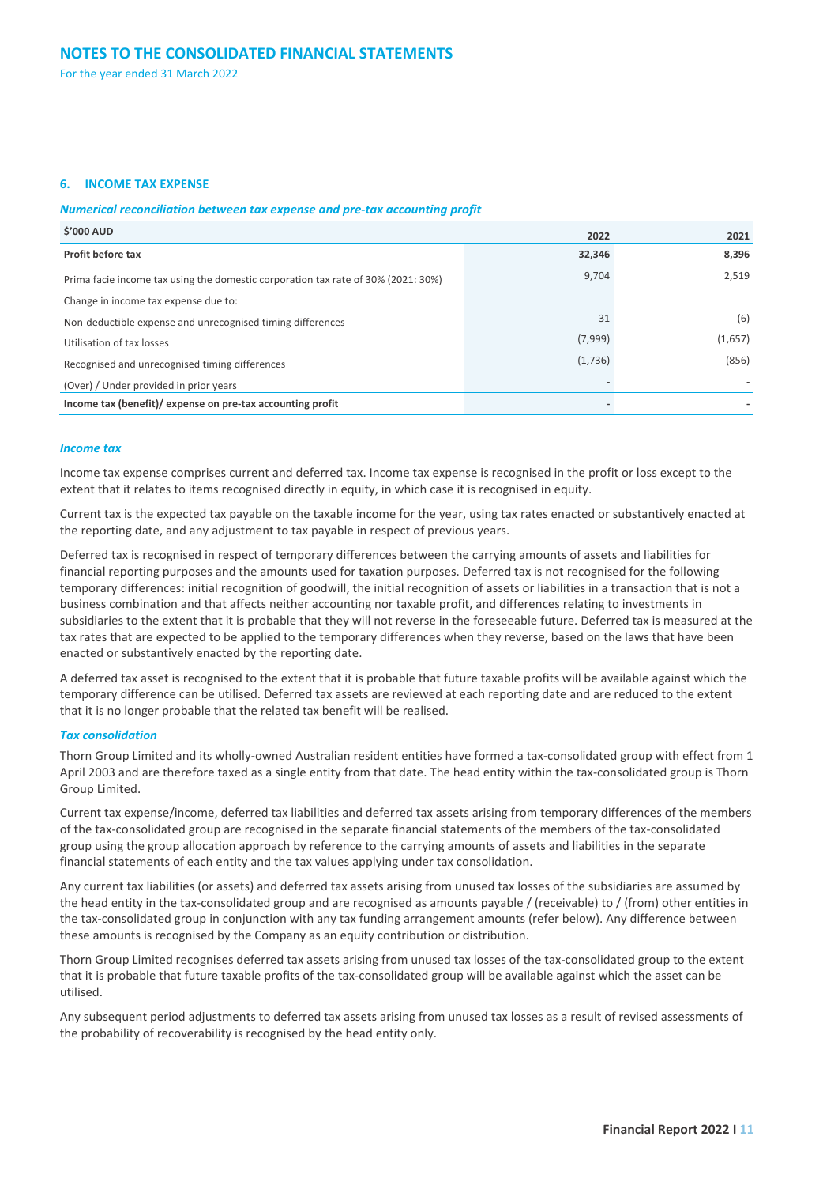# NOTES TO THE CONSOLIDATED FINANCIAL STATEMENTS

For the year ended 31 March 2022

## 6. INCOME TAX EXPENSE

### *Numerical reconciliation between tax expense and pre-tax accounting profit*

| $'000 AUD | 2022 | 2021 |
|---|---|---|
| **Profit before tax** | **32,346** | **8,396** |
| Prima facie income tax using the domestic corporation tax rate of 30% (2021: 30%) | 9,704 | 2,519 |
| Change in income tax expense due to: | | |
| Non-deductible expense and unrecognised timing differences | 31 | (6) |
| Utilisation of tax losses | (7,999) | (1,657) |
| Recognised and unrecognised timing differences | (1,736) | (856) |
| (Over) / Under provided in prior years | - | - |
| **Income tax (benefit)/ expense on pre-tax accounting profit** | **-** | **-** |

### *Income tax*

Income tax expense comprises current and deferred tax. Income tax expense is recognised in the profit or loss except to the extent that it relates to items recognised directly in equity, in which case it is recognised in equity.

Current tax is the expected tax payable on the taxable income for the year, using tax rates enacted or substantively enacted at the reporting date, and any adjustment to tax payable in respect of previous years.

Deferred tax is recognised in respect of temporary differences between the carrying amounts of assets and liabilities for financial reporting purposes and the amounts used for taxation purposes. Deferred tax is not recognised for the following temporary differences: initial recognition of goodwill, the initial recognition of assets or liabilities in a transaction that is not a business combination and that affects neither accounting nor taxable profit, and differences relating to investments in subsidiaries to the extent that it is probable that they will not reverse in the foreseeable future. Deferred tax is measured at the tax rates that are expected to be applied to the temporary differences when they reverse, based on the laws that have been enacted or substantively enacted by the reporting date.

A deferred tax asset is recognised to the extent that it is probable that future taxable profits will be available against which the temporary difference can be utilised. Deferred tax assets are reviewed at each reporting date and are reduced to the extent that it is no longer probable that the related tax benefit will be realised.

### *Tax consolidation*

Thorn Group Limited and its wholly-owned Australian resident entities have formed a tax-consolidated group with effect from 1 April 2003 and are therefore taxed as a single entity from that date. The head entity within the tax-consolidated group is Thorn Group Limited.

Current tax expense/income, deferred tax liabilities and deferred tax assets arising from temporary differences of the members of the tax-consolidated group are recognised in the separate financial statements of the members of the tax-consolidated group using the group allocation approach by reference to the carrying amounts of assets and liabilities in the separate financial statements of each entity and the tax values applying under tax consolidation.

Any current tax liabilities (or assets) and deferred tax assets arising from unused tax losses of the subsidiaries are assumed by the head entity in the tax-consolidated group and are recognised as amounts payable / (receivable) to / (from) other entities in the tax-consolidated group in conjunction with any tax funding arrangement amounts (refer below). Any difference between these amounts is recognised by the Company as an equity contribution or distribution.

Thorn Group Limited recognises deferred tax assets arising from unused tax losses of the tax-consolidated group to the extent that it is probable that future taxable profits of the tax-consolidated group will be available against which the asset can be utilised.

Any subsequent period adjustments to deferred tax assets arising from unused tax losses as a result of revised assessments of the probability of recoverability is recognised by the head entity only.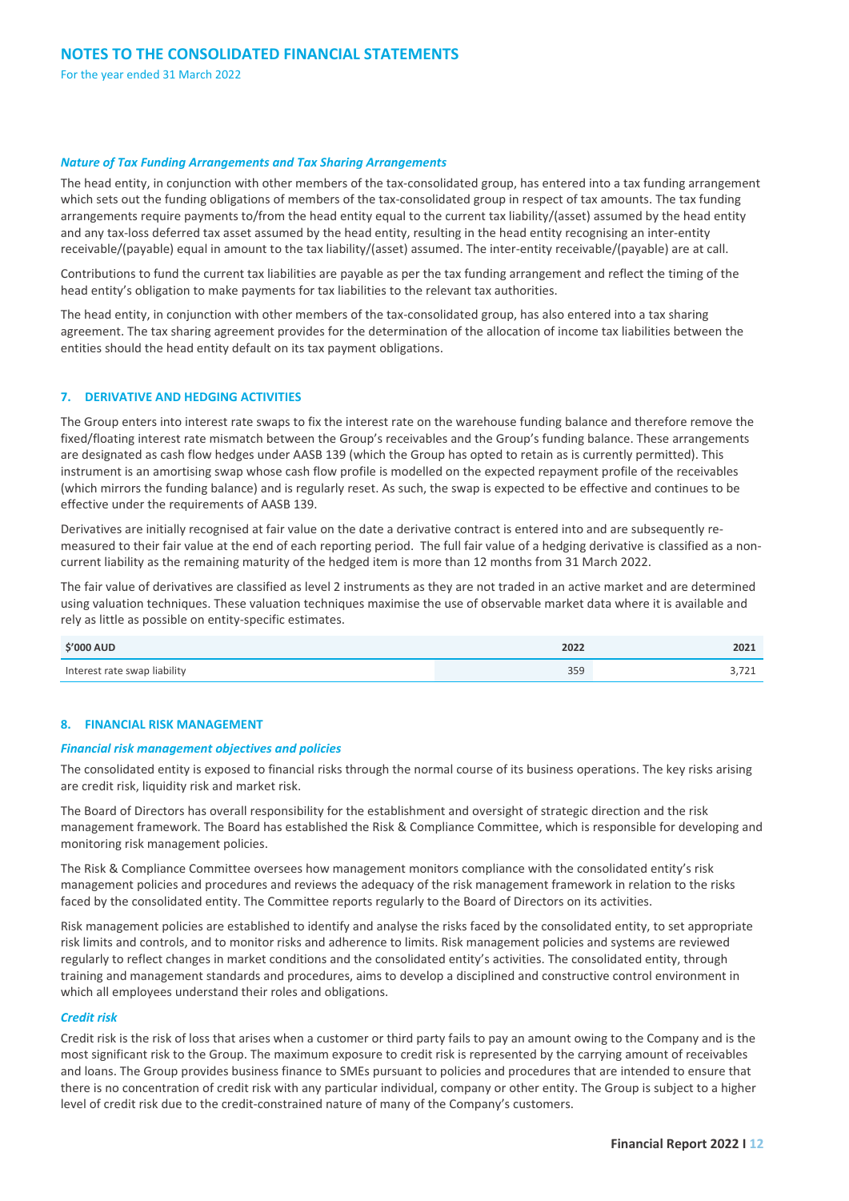*Nature of Tax Funding Arrangements and Tax Sharing Arrangements*

The head entity, in conjunction with other members of the tax-consolidated group, has entered into a tax funding arrangement which sets out the funding obligations of members of the tax-consolidated group in respect of tax amounts. The tax funding arrangements require payments to/from the head entity equal to the current tax liability/(asset) assumed by the head entity and any tax-loss deferred tax asset assumed by the head entity, resulting in the head entity recognising an inter-entity receivable/(payable) equal in amount to the tax liability/(asset) assumed. The inter-entity receivable/(payable) are at call.

Contributions to fund the current tax liabilities are payable as per the tax funding arrangement and reflect the timing of the head entity's obligation to make payments for tax liabilities to the relevant tax authorities.

The head entity, in conjunction with other members of the tax-consolidated group, has also entered into a tax sharing agreement. The tax sharing agreement provides for the determination of the allocation of income tax liabilities between the entities should the head entity default on its tax payment obligations.

## 7. DERIVATIVE AND HEDGING ACTIVITIES

The Group enters into interest rate swaps to fix the interest rate on the warehouse funding balance and therefore remove the fixed/floating interest rate mismatch between the Group's receivables and the Group's funding balance. These arrangements are designated as cash flow hedges under AASB 139 (which the Group has opted to retain as is currently permitted). This instrument is an amortising swap whose cash flow profile is modelled on the expected repayment profile of the receivables (which mirrors the funding balance) and is regularly reset. As such, the swap is expected to be effective and continues to be effective under the requirements of AASB 139.

Derivatives are initially recognised at fair value on the date a derivative contract is entered into and are subsequently re-measured to their fair value at the end of each reporting period. The full fair value of a hedging derivative is classified as a non-current liability as the remaining maturity of the hedged item is more than 12 months from 31 March 2022.

The fair value of derivatives are classified as level 2 instruments as they are not traded in an active market and are determined using valuation techniques. These valuation techniques maximise the use of observable market data where it is available and rely as little as possible on entity-specific estimates.

| $'000 AUD | 2022 | 2021 |
|---|---|---|
| Interest rate swap liability | 359 | 3,721 |

## 8. FINANCIAL RISK MANAGEMENT

*Financial risk management objectives and policies*

The consolidated entity is exposed to financial risks through the normal course of its business operations. The key risks arising are credit risk, liquidity risk and market risk.

The Board of Directors has overall responsibility for the establishment and oversight of strategic direction and the risk management framework. The Board has established the Risk & Compliance Committee, which is responsible for developing and monitoring risk management policies.

The Risk & Compliance Committee oversees how management monitors compliance with the consolidated entity's risk management policies and procedures and reviews the adequacy of the risk management framework in relation to the risks faced by the consolidated entity. The Committee reports regularly to the Board of Directors on its activities.

Risk management policies are established to identify and analyse the risks faced by the consolidated entity, to set appropriate risk limits and controls, and to monitor risks and adherence to limits. Risk management policies and systems are reviewed regularly to reflect changes in market conditions and the consolidated entity's activities. The consolidated entity, through training and management standards and procedures, aims to develop a disciplined and constructive control environment in which all employees understand their roles and obligations.

*Credit risk*

Credit risk is the risk of loss that arises when a customer or third party fails to pay an amount owing to the Company and is the most significant risk to the Group. The maximum exposure to credit risk is represented by the carrying amount of receivables and loans. The Group provides business finance to SMEs pursuant to policies and procedures that are intended to ensure that there is no concentration of credit risk with any particular individual, company or other entity. The Group is subject to a higher level of credit risk due to the credit-constrained nature of many of the Company's customers.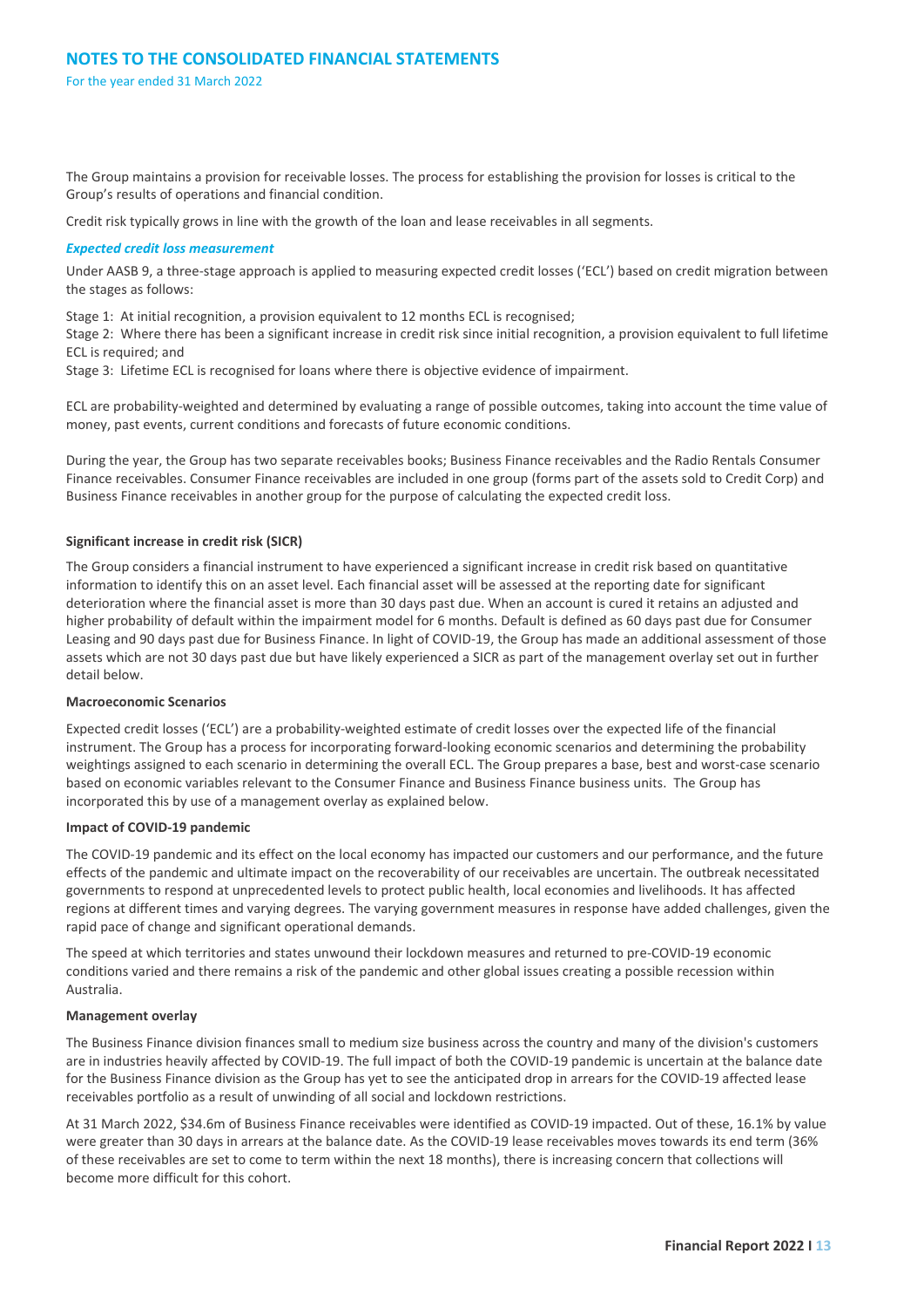The Group maintains a provision for receivable losses. The process for establishing the provision for losses is critical to the Group's results of operations and financial condition.

Credit risk typically grows in line with the growth of the loan and lease receivables in all segments.

### *Expected credit loss measurement*

Under AASB 9, a three-stage approach is applied to measuring expected credit losses ('ECL') based on credit migration between the stages as follows:

Stage 1: At initial recognition, a provision equivalent to 12 months ECL is recognised;
Stage 2: Where there has been a significant increase in credit risk since initial recognition, a provision equivalent to full lifetime ECL is required; and
Stage 3: Lifetime ECL is recognised for loans where there is objective evidence of impairment.

ECL are probability-weighted and determined by evaluating a range of possible outcomes, taking into account the time value of money, past events, current conditions and forecasts of future economic conditions.

During the year, the Group has two separate receivables books; Business Finance receivables and the Radio Rentals Consumer Finance receivables. Consumer Finance receivables are included in one group (forms part of the assets sold to Credit Corp) and Business Finance receivables in another group for the purpose of calculating the expected credit loss.

**Significant increase in credit risk (SICR)**

The Group considers a financial instrument to have experienced a significant increase in credit risk based on quantitative information to identify this on an asset level. Each financial asset will be assessed at the reporting date for significant deterioration where the financial asset is more than 30 days past due. When an account is cured it retains an adjusted and higher probability of default within the impairment model for 6 months. Default is defined as 60 days past due for Consumer Leasing and 90 days past due for Business Finance. In light of COVID-19, the Group has made an additional assessment of those assets which are not 30 days past due but have likely experienced a SICR as part of the management overlay set out in further detail below.

**Macroeconomic Scenarios**

Expected credit losses ('ECL') are a probability-weighted estimate of credit losses over the expected life of the financial instrument. The Group has a process for incorporating forward-looking economic scenarios and determining the probability weightings assigned to each scenario in determining the overall ECL. The Group prepares a base, best and worst-case scenario based on economic variables relevant to the Consumer Finance and Business Finance business units. The Group has incorporated this by use of a management overlay as explained below.

**Impact of COVID-19 pandemic**

The COVID-19 pandemic and its effect on the local economy has impacted our customers and our performance, and the future effects of the pandemic and ultimate impact on the recoverability of our receivables are uncertain. The outbreak necessitated governments to respond at unprecedented levels to protect public health, local economies and livelihoods. It has affected regions at different times and varying degrees. The varying government measures in response have added challenges, given the rapid pace of change and significant operational demands.

The speed at which territories and states unwound their lockdown measures and returned to pre-COVID-19 economic conditions varied and there remains a risk of the pandemic and other global issues creating a possible recession within Australia.

**Management overlay**

The Business Finance division finances small to medium size business across the country and many of the division's customers are in industries heavily affected by COVID-19. The full impact of both the COVID-19 pandemic is uncertain at the balance date for the Business Finance division as the Group has yet to see the anticipated drop in arrears for the COVID-19 affected lease receivables portfolio as a result of unwinding of all social and lockdown restrictions.

At 31 March 2022, $34.6m of Business Finance receivables were identified as COVID-19 impacted. Out of these, 16.1% by value were greater than 30 days in arrears at the balance date. As the COVID-19 lease receivables moves towards its end term (36% of these receivables are set to come to term within the next 18 months), there is increasing concern that collections will become more difficult for this cohort.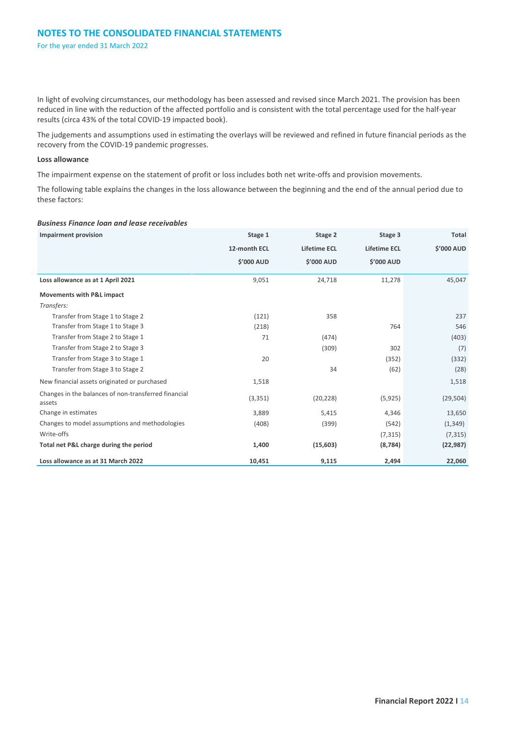In light of evolving circumstances, our methodology has been assessed and revised since March 2021. The provision has been reduced in line with the reduction of the affected portfolio and is consistent with the total percentage used for the half-year results (circa 43% of the total COVID-19 impacted book).

The judgements and assumptions used in estimating the overlays will be reviewed and refined in future financial periods as the recovery from the COVID-19 pandemic progresses.

**Loss allowance**

The impairment expense on the statement of profit or loss includes both net write-offs and provision movements.

The following table explains the changes in the loss allowance between the beginning and the end of the annual period due to these factors:

***Business Finance loan and lease receivables***

| Impairment provision | Stage 1 | Stage 2 | Stage 3 | Total |
|---|---|---|---|---|
| | 12-month ECL | Lifetime ECL | Lifetime ECL | $'000 AUD |
| | $'000 AUD | $'000 AUD | $'000 AUD | |
| **Loss allowance as at 1 April 2021** | 9,051 | 24,718 | 11,278 | 45,047 |
| **Movements with P&L impact** | | | | |
| *Transfers:* | | | | |
| Transfer from Stage 1 to Stage 2 | (121) | 358 | | 237 |
| Transfer from Stage 1 to Stage 3 | (218) | | 764 | 546 |
| Transfer from Stage 2 to Stage 1 | 71 | (474) | | (403) |
| Transfer from Stage 2 to Stage 3 | | (309) | 302 | (7) |
| Transfer from Stage 3 to Stage 1 | 20 | | (352) | (332) |
| Transfer from Stage 3 to Stage 2 | | 34 | (62) | (28) |
| New financial assets originated or purchased | 1,518 | | | 1,518 |
| Changes in the balances of non-transferred financial assets | (3,351) | (20,228) | (5,925) | (29,504) |
| Change in estimates | 3,889 | 5,415 | 4,346 | 13,650 |
| Changes to model assumptions and methodologies | (408) | (399) | (542) | (1,349) |
| Write-offs | | | (7,315) | (7,315) |
| **Total net P&L charge during the period** | **1,400** | **(15,603)** | **(8,784)** | **(22,987)** |
| **Loss allowance as at 31 March 2022** | **10,451** | **9,115** | **2,494** | **22,060** |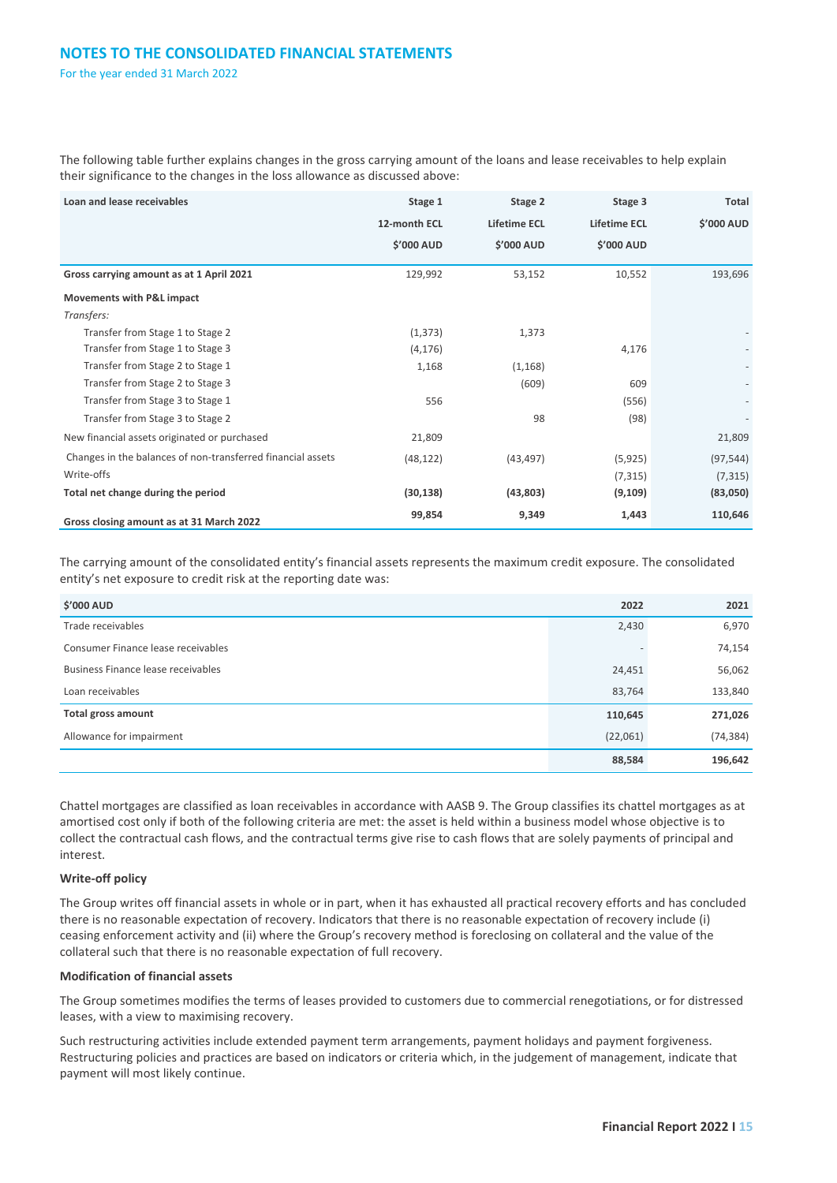The following table further explains changes in the gross carrying amount of the loans and lease receivables to help explain their significance to the changes in the loss allowance as discussed above:

| Loan and lease receivables | Stage 1 12-month ECL $'000 AUD | Stage 2 Lifetime ECL $'000 AUD | Stage 3 Lifetime ECL $'000 AUD | Total $'000 AUD |
|---|---|---|---|---|
| **Gross carrying amount as at 1 April 2021** | 129,992 | 53,152 | 10,552 | 193,696 |
| **Movements with P&L impact** | | | | |
| *Transfers:* | | | | |
| Transfer from Stage 1 to Stage 2 | (1,373) | 1,373 | | - |
| Transfer from Stage 1 to Stage 3 | (4,176) | | 4,176 | - |
| Transfer from Stage 2 to Stage 1 | 1,168 | (1,168) | | - |
| Transfer from Stage 2 to Stage 3 | | (609) | 609 | - |
| Transfer from Stage 3 to Stage 1 | 556 | | (556) | - |
| Transfer from Stage 3 to Stage 2 | | 98 | (98) | - |
| New financial assets originated or purchased | 21,809 | | | 21,809 |
| Changes in the balances of non-transferred financial assets | (48,122) | (43,497) | (5,925) | (97,544) |
| Write-offs | | | (7,315) | (7,315) |
| **Total net change during the period** | **(30,138)** | **(43,803)** | **(9,109)** | **(83,050)** |
| **Gross closing amount as at 31 March 2022** | **99,854** | **9,349** | **1,443** | **110,646** |

The carrying amount of the consolidated entity's financial assets represents the maximum credit exposure. The consolidated entity's net exposure to credit risk at the reporting date was:

| $'000 AUD | 2022 | 2021 |
|---|---|---|
| Trade receivables | 2,430 | 6,970 |
| Consumer Finance lease receivables | - | 74,154 |
| Business Finance lease receivables | 24,451 | 56,062 |
| Loan receivables | 83,764 | 133,840 |
| **Total gross amount** | **110,645** | **271,026** |
| Allowance for impairment | (22,061) | (74,384) |
| | **88,584** | **196,642** |

Chattel mortgages are classified as loan receivables in accordance with AASB 9. The Group classifies its chattel mortgages as at amortised cost only if both of the following criteria are met: the asset is held within a business model whose objective is to collect the contractual cash flows, and the contractual terms give rise to cash flows that are solely payments of principal and interest.

**Write-off policy**

The Group writes off financial assets in whole or in part, when it has exhausted all practical recovery efforts and has concluded there is no reasonable expectation of recovery. Indicators that there is no reasonable expectation of recovery include (i) ceasing enforcement activity and (ii) where the Group's recovery method is foreclosing on collateral and the value of the collateral such that there is no reasonable expectation of full recovery.

**Modification of financial assets**

The Group sometimes modifies the terms of leases provided to customers due to commercial renegotiations, or for distressed leases, with a view to maximising recovery.

Such restructuring activities include extended payment term arrangements, payment holidays and payment forgiveness. Restructuring policies and practices are based on indicators or criteria which, in the judgement of management, indicate that payment will most likely continue.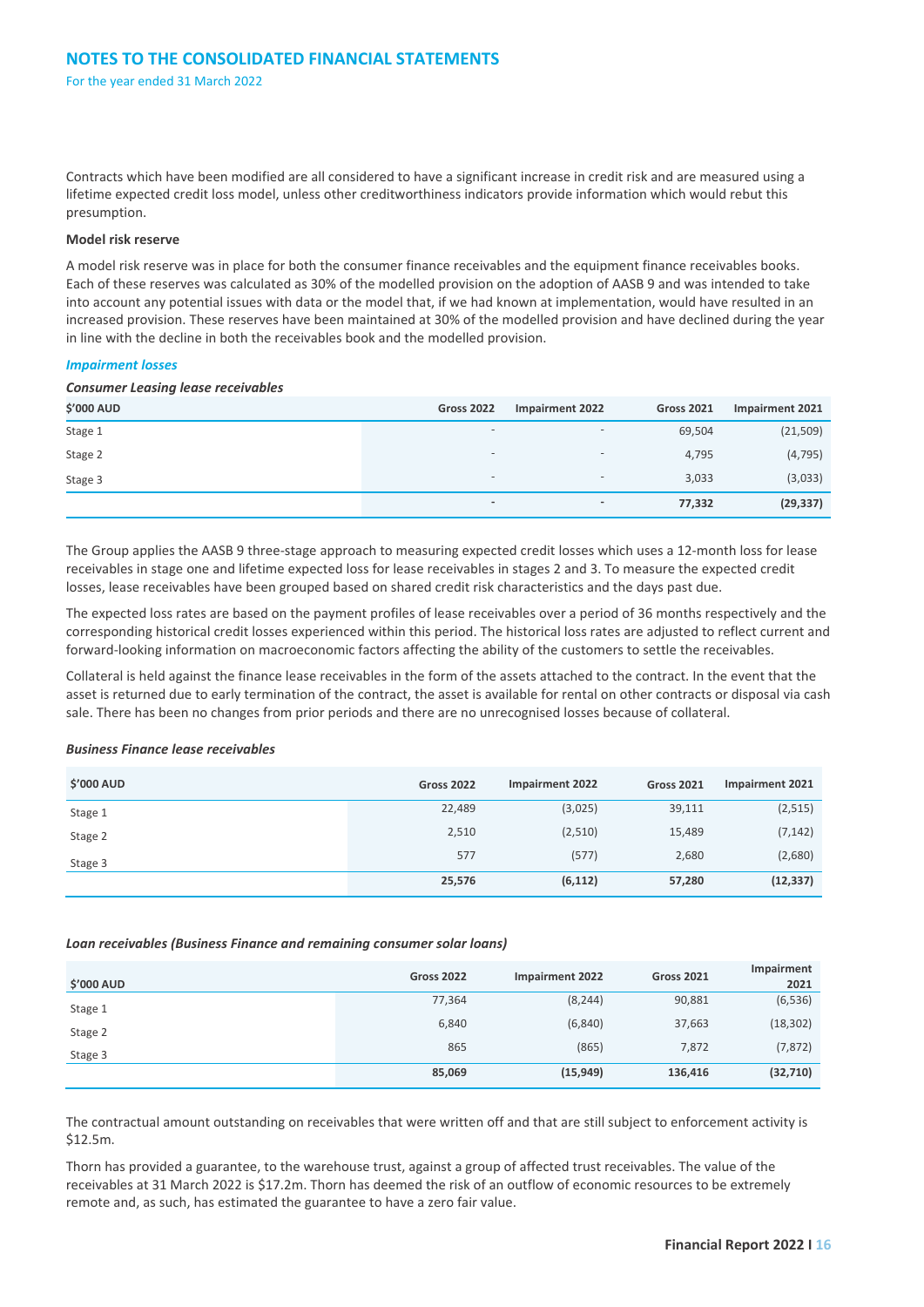Contracts which have been modified are all considered to have a significant increase in credit risk and are measured using a lifetime expected credit loss model, unless other creditworthiness indicators provide information which would rebut this presumption.

**Model risk reserve**

A model risk reserve was in place for both the consumer finance receivables and the equipment finance receivables books. Each of these reserves was calculated as 30% of the modelled provision on the adoption of AASB 9 and was intended to take into account any potential issues with data or the model that, if we had known at implementation, would have resulted in an increased provision. These reserves have been maintained at 30% of the modelled provision and have declined during the year in line with the decline in both the receivables book and the modelled provision.

***Impairment losses***

***Consumer Leasing lease receivables***

| $'000 AUD | Gross 2022 | Impairment 2022 | Gross 2021 | Impairment 2021 |
|---|---|---|---|---|
| Stage 1 | - | - | 69,504 | (21,509) |
| Stage 2 | - | - | 4,795 | (4,795) |
| Stage 3 | - | - | 3,033 | (3,033) |
| | **-** | **-** | **77,332** | **(29,337)** |

The Group applies the AASB 9 three-stage approach to measuring expected credit losses which uses a 12-month loss for lease receivables in stage one and lifetime expected loss for lease receivables in stages 2 and 3. To measure the expected credit losses, lease receivables have been grouped based on shared credit risk characteristics and the days past due.

The expected loss rates are based on the payment profiles of lease receivables over a period of 36 months respectively and the corresponding historical credit losses experienced within this period. The historical loss rates are adjusted to reflect current and forward-looking information on macroeconomic factors affecting the ability of the customers to settle the receivables.

Collateral is held against the finance lease receivables in the form of the assets attached to the contract. In the event that the asset is returned due to early termination of the contract, the asset is available for rental on other contracts or disposal via cash sale. There has been no changes from prior periods and there are no unrecognised losses because of collateral.

***Business Finance lease receivables***

| $'000 AUD | Gross 2022 | Impairment 2022 | Gross 2021 | Impairment 2021 |
|---|---|---|---|---|
| Stage 1 | 22,489 | (3,025) | 39,111 | (2,515) |
| Stage 2 | 2,510 | (2,510) | 15,489 | (7,142) |
| Stage 3 | 577 | (577) | 2,680 | (2,680) |
| | **25,576** | **(6,112)** | **57,280** | **(12,337)** |

***Loan receivables (Business Finance and remaining consumer solar loans)***

| $'000 AUD | Gross 2022 | Impairment 2022 | Gross 2021 | Impairment 2021 |
|---|---|---|---|---|
| Stage 1 | 77,364 | (8,244) | 90,881 | (6,536) |
| Stage 2 | 6,840 | (6,840) | 37,663 | (18,302) |
| Stage 3 | 865 | (865) | 7,872 | (7,872) |
| | **85,069** | **(15,949)** | **136,416** | **(32,710)** |

The contractual amount outstanding on receivables that were written off and that are still subject to enforcement activity is $12.5m.

Thorn has provided a guarantee, to the warehouse trust, against a group of affected trust receivables. The value of the receivables at 31 March 2022 is $17.2m. Thorn has deemed the risk of an outflow of economic resources to be extremely remote and, as such, has estimated the guarantee to have a zero fair value.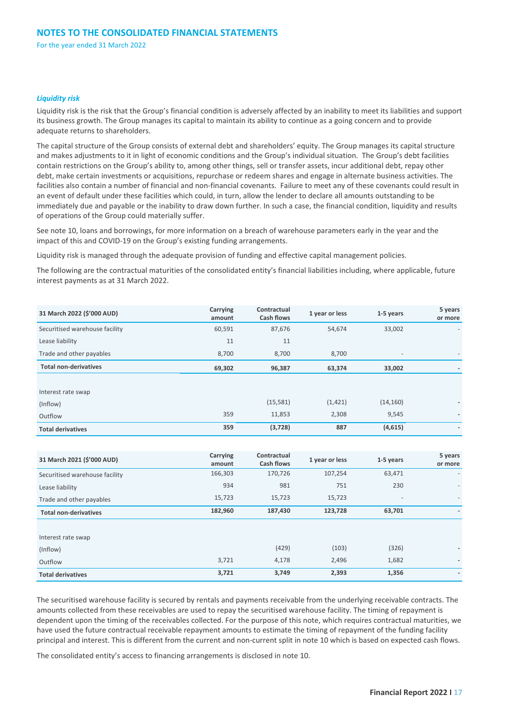# NOTES TO THE CONSOLIDATED FINANCIAL STATEMENTS

For the year ended 31 March 2022

### *Liquidity risk*

Liquidity risk is the risk that the Group's financial condition is adversely affected by an inability to meet its liabilities and support its business growth. The Group manages its capital to maintain its ability to continue as a going concern and to provide adequate returns to shareholders.

The capital structure of the Group consists of external debt and shareholders' equity. The Group manages its capital structure and makes adjustments to it in light of economic conditions and the Group's individual situation. The Group's debt facilities contain restrictions on the Group's ability to, among other things, sell or transfer assets, incur additional debt, repay other debt, make certain investments or acquisitions, repurchase or redeem shares and engage in alternate business activities. The facilities also contain a number of financial and non-financial covenants. Failure to meet any of these covenants could result in an event of default under these facilities which could, in turn, allow the lender to declare all amounts outstanding to be immediately due and payable or the inability to draw down further. In such a case, the financial condition, liquidity and results of operations of the Group could materially suffer.

See note 10, loans and borrowings, for more information on a breach of warehouse parameters early in the year and the impact of this and COVID-19 on the Group's existing funding arrangements.

Liquidity risk is managed through the adequate provision of funding and effective capital management policies.

The following are the contractual maturities of the consolidated entity's financial liabilities including, where applicable, future interest payments as at 31 March 2022.

| 31 March 2022 ($'000 AUD) | Carrying amount | Contractual Cash flows | 1 year or less | 1-5 years | 5 years or more |
|---|---|---|---|---|---|
| Securitised warehouse facility | 60,591 | 87,676 | 54,674 | 33,002 | - |
| Lease liability | 11 | 11 | | | |
| Trade and other payables | 8,700 | 8,700 | 8,700 | - | - |
| **Total non-derivatives** | **69,302** | **96,387** | **63,374** | **33,002** | **-** |
| | | | | | |
| Interest rate swap | | | | | |
| (Inflow) | | (15,581) | (1,421) | (14,160) | - |
| Outflow | 359 | 11,853 | 2,308 | 9,545 | - |
| **Total derivatives** | **359** | **(3,728)** | **887** | **(4,615)** | **-** |

| 31 March 2021 ($'000 AUD) | Carrying amount | Contractual Cash flows | 1 year or less | 1-5 years | 5 years or more |
|---|---|---|---|---|---|
| Securitised warehouse facility | 166,303 | 170,726 | 107,254 | 63,471 | - |
| Lease liability | 934 | 981 | 751 | 230 | - |
| Trade and other payables | 15,723 | 15,723 | 15,723 | - | - |
| **Total non-derivatives** | **182,960** | **187,430** | **123,728** | **63,701** | **-** |
| | | | | | |
| Interest rate swap | | | | | |
| (Inflow) | | (429) | (103) | (326) | - |
| Outflow | 3,721 | 4,178 | 2,496 | 1,682 | - |
| **Total derivatives** | **3,721** | **3,749** | **2,393** | **1,356** | **-** |

The securitised warehouse facility is secured by rentals and payments receivable from the underlying receivable contracts. The amounts collected from these receivables are used to repay the securitised warehouse facility. The timing of repayment is dependent upon the timing of the receivables collected. For the purpose of this note, which requires contractual maturities, we have used the future contractual receivable repayment amounts to estimate the timing of repayment of the funding facility principal and interest. This is different from the current and non-current split in note 10 which is based on expected cash flows.

The consolidated entity's access to financing arrangements is disclosed in note 10.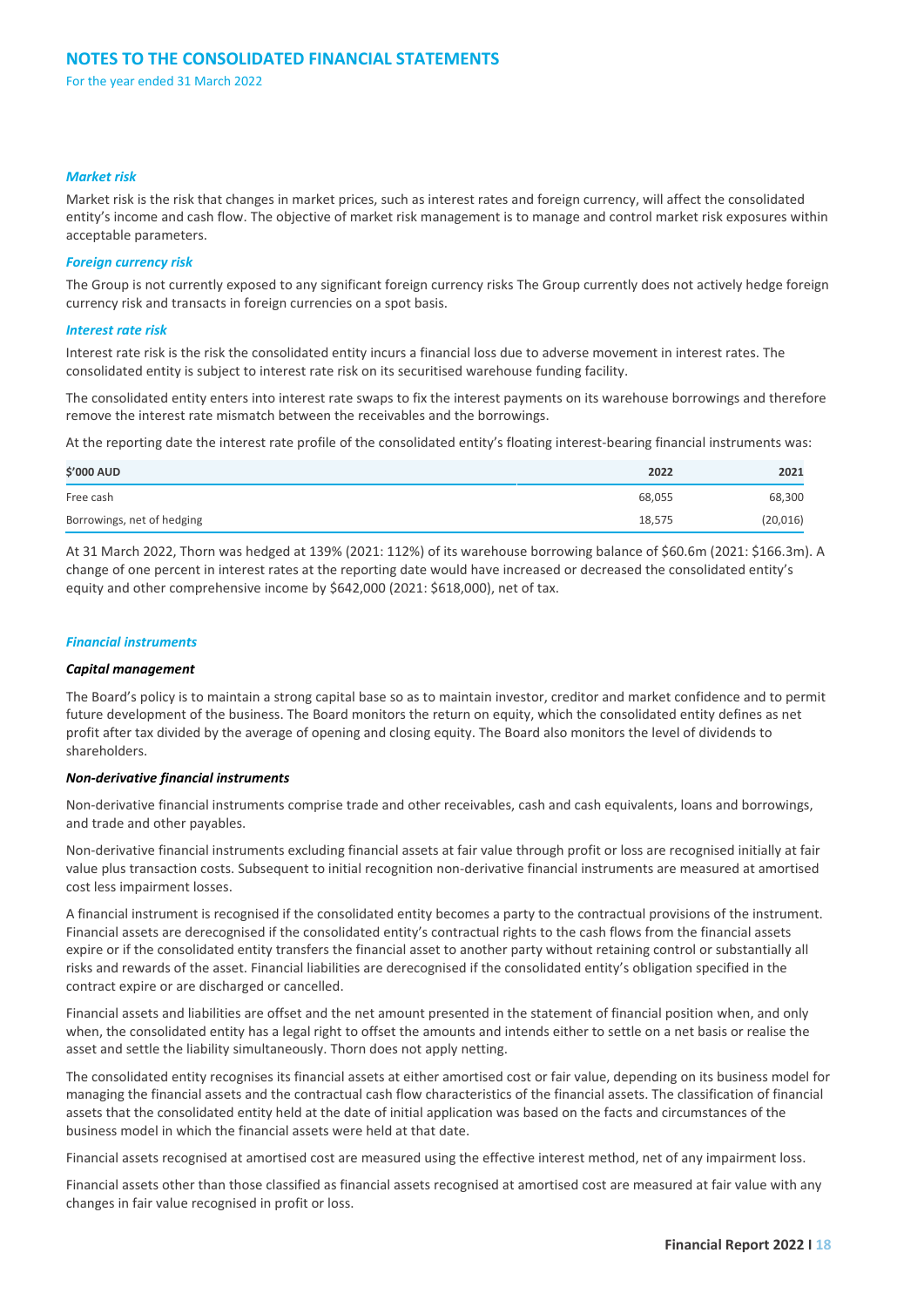# NOTES TO THE CONSOLIDATED FINANCIAL STATEMENTS

For the year ended 31 March 2022

### *Market risk*

Market risk is the risk that changes in market prices, such as interest rates and foreign currency, will affect the consolidated entity's income and cash flow. The objective of market risk management is to manage and control market risk exposures within acceptable parameters.

### *Foreign currency risk*

The Group is not currently exposed to any significant foreign currency risks The Group currently does not actively hedge foreign currency risk and transacts in foreign currencies on a spot basis.

### *Interest rate risk*

Interest rate risk is the risk the consolidated entity incurs a financial loss due to adverse movement in interest rates. The consolidated entity is subject to interest rate risk on its securitised warehouse funding facility.

The consolidated entity enters into interest rate swaps to fix the interest payments on its warehouse borrowings and therefore remove the interest rate mismatch between the receivables and the borrowings.

At the reporting date the interest rate profile of the consolidated entity's floating interest-bearing financial instruments was:

| $'000 AUD | 2022 | 2021 |
|---|---|---|
| Free cash | 68,055 | 68,300 |
| Borrowings, net of hedging | 18,575 | (20,016) |

At 31 March 2022, Thorn was hedged at 139% (2021: 112%) of its warehouse borrowing balance of $60.6m (2021: $166.3m). A change of one percent in interest rates at the reporting date would have increased or decreased the consolidated entity's equity and other comprehensive income by $642,000 (2021: $618,000), net of tax.

### *Financial instruments*

#### ***Capital management***

The Board's policy is to maintain a strong capital base so as to maintain investor, creditor and market confidence and to permit future development of the business. The Board monitors the return on equity, which the consolidated entity defines as net profit after tax divided by the average of opening and closing equity. The Board also monitors the level of dividends to shareholders.

#### ***Non-derivative financial instruments***

Non-derivative financial instruments comprise trade and other receivables, cash and cash equivalents, loans and borrowings, and trade and other payables.

Non-derivative financial instruments excluding financial assets at fair value through profit or loss are recognised initially at fair value plus transaction costs. Subsequent to initial recognition non-derivative financial instruments are measured at amortised cost less impairment losses.

A financial instrument is recognised if the consolidated entity becomes a party to the contractual provisions of the instrument. Financial assets are derecognised if the consolidated entity's contractual rights to the cash flows from the financial assets expire or if the consolidated entity transfers the financial asset to another party without retaining control or substantially all risks and rewards of the asset. Financial liabilities are derecognised if the consolidated entity's obligation specified in the contract expire or are discharged or cancelled.

Financial assets and liabilities are offset and the net amount presented in the statement of financial position when, and only when, the consolidated entity has a legal right to offset the amounts and intends either to settle on a net basis or realise the asset and settle the liability simultaneously. Thorn does not apply netting.

The consolidated entity recognises its financial assets at either amortised cost or fair value, depending on its business model for managing the financial assets and the contractual cash flow characteristics of the financial assets. The classification of financial assets that the consolidated entity held at the date of initial application was based on the facts and circumstances of the business model in which the financial assets were held at that date.

Financial assets recognised at amortised cost are measured using the effective interest method, net of any impairment loss.

Financial assets other than those classified as financial assets recognised at amortised cost are measured at fair value with any changes in fair value recognised in profit or loss.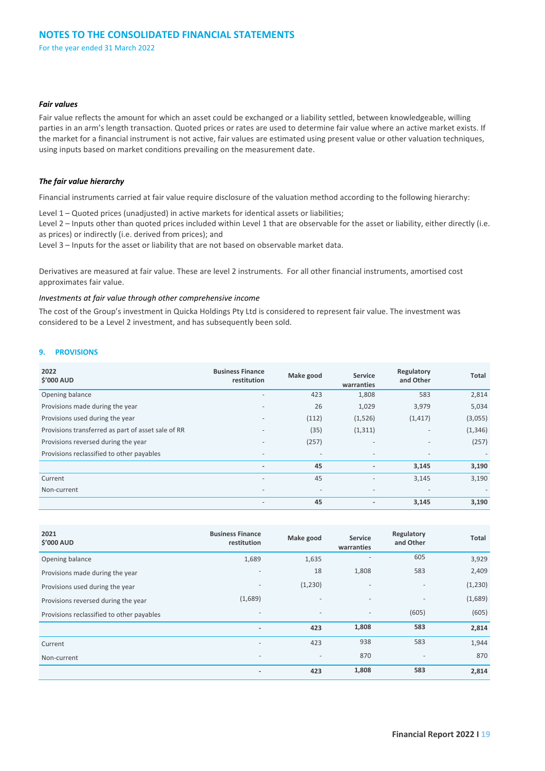### *Fair values*

Fair value reflects the amount for which an asset could be exchanged or a liability settled, between knowledgeable, willing parties in an arm's length transaction. Quoted prices or rates are used to determine fair value where an active market exists. If the market for a financial instrument is not active, fair values are estimated using present value or other valuation techniques, using inputs based on market conditions prevailing on the measurement date.

### *The fair value hierarchy*

Financial instruments carried at fair value require disclosure of the valuation method according to the following hierarchy:

Level 1 – Quoted prices (unadjusted) in active markets for identical assets or liabilities;
Level 2 – Inputs other than quoted prices included within Level 1 that are observable for the asset or liability, either directly (i.e. as prices) or indirectly (i.e. derived from prices); and
Level 3 – Inputs for the asset or liability that are not based on observable market data.

Derivatives are measured at fair value. These are level 2 instruments. For all other financial instruments, amortised cost approximates fair value.

*Investments at fair value through other comprehensive income*

The cost of the Group's investment in Quicka Holdings Pty Ltd is considered to represent fair value. The investment was considered to be a Level 2 investment, and has subsequently been sold.

## 9. PROVISIONS

| 2022<br>$'000 AUD | Business Finance restitution | Make good | Service warranties | Regulatory and Other | Total |
|---|---|---|---|---|---|
| Opening balance | - | 423 | 1,808 | 583 | 2,814 |
| Provisions made during the year | - | 26 | 1,029 | 3,979 | 5,034 |
| Provisions used during the year | - | (112) | (1,526) | (1,417) | (3,055) |
| Provisions transferred as part of asset sale of RR | - | (35) | (1,311) | - | (1,346) |
| Provisions reversed during the year | - | (257) | - | - | (257) |
| Provisions reclassified to other payables | - | - | - | - | - |
| | **-** | **45** | **-** | **3,145** | **3,190** |
| Current | - | 45 | - | 3,145 | 3,190 |
| Non-current | - | - | - | - | - |
| | - | **45** | **-** | **3,145** | **3,190** |

| 2021<br>$'000 AUD | Business Finance restitution | Make good | Service warranties | Regulatory and Other | Total |
|---|---|---|---|---|---|
| Opening balance | 1,689 | 1,635 | - | 605 | 3,929 |
| Provisions made during the year | - | 18 | 1,808 | 583 | 2,409 |
| Provisions used during the year | - | (1,230) | - | - | (1,230) |
| Provisions reversed during the year | (1,689) | - | - | - | (1,689) |
| Provisions reclassified to other payables | - | - | - | (605) | (605) |
| | **-** | **423** | **1,808** | **583** | **2,814** |
| Current | - | 423 | 938 | 583 | 1,944 |
| Non-current | - | - | 870 | - | 870 |
| | **-** | **423** | **1,808** | **583** | **2,814** |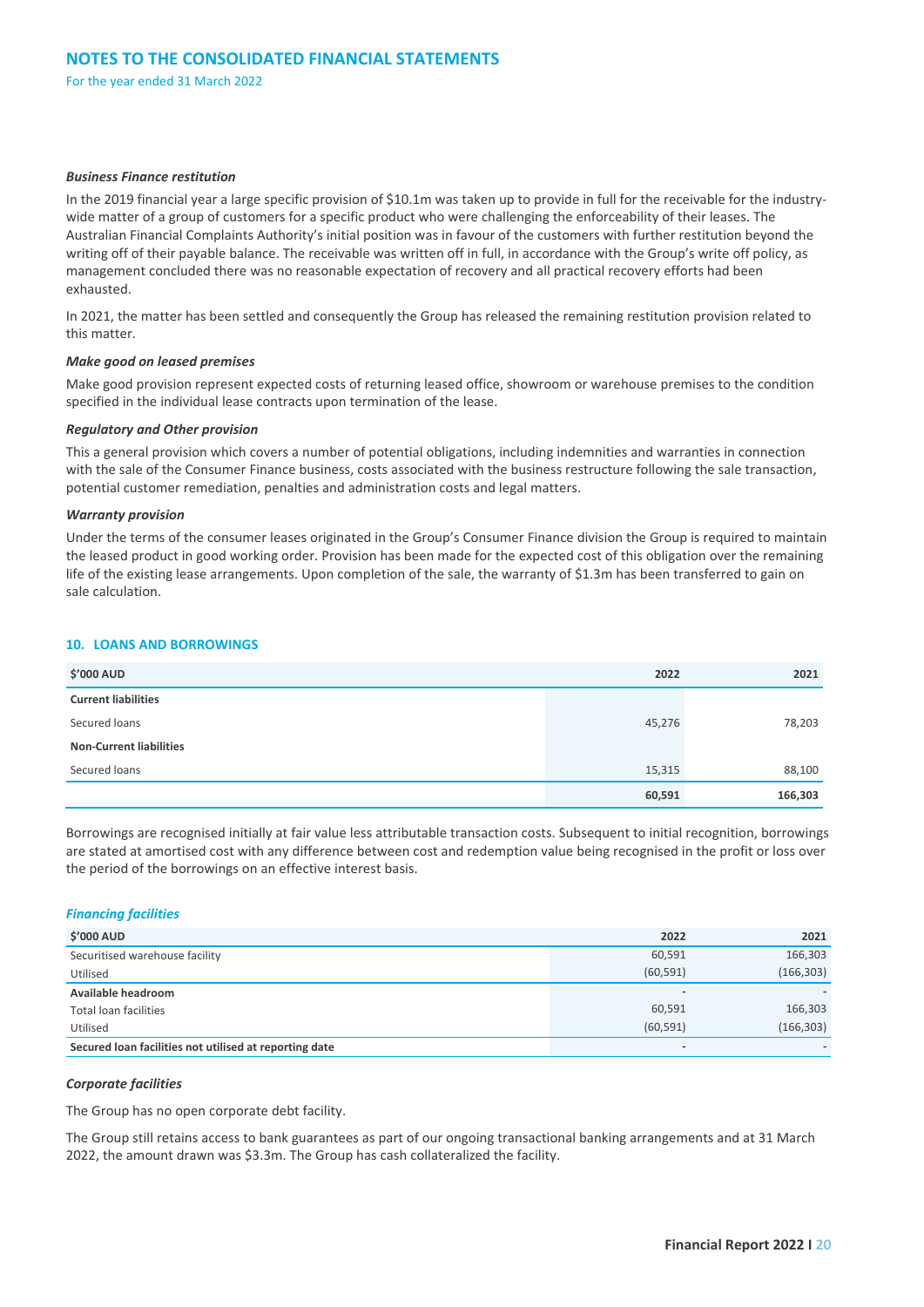***Business Finance restitution***

In the 2019 financial year a large specific provision of $10.1m was taken up to provide in full for the receivable for the industry-wide matter of a group of customers for a specific product who were challenging the enforceability of their leases. The Australian Financial Complaints Authority's initial position was in favour of the customers with further restitution beyond the writing off of their payable balance. The receivable was written off in full, in accordance with the Group's write off policy, as management concluded there was no reasonable expectation of recovery and all practical recovery efforts had been exhausted.

In 2021, the matter has been settled and consequently the Group has released the remaining restitution provision related to this matter.

***Make good on leased premises***

Make good provision represent expected costs of returning leased office, showroom or warehouse premises to the condition specified in the individual lease contracts upon termination of the lease.

***Regulatory and Other provision***

This a general provision which covers a number of potential obligations, including indemnities and warranties in connection with the sale of the Consumer Finance business, costs associated with the business restructure following the sale transaction, potential customer remediation, penalties and administration costs and legal matters.

***Warranty provision***

Under the terms of the consumer leases originated in the Group's Consumer Finance division the Group is required to maintain the leased product in good working order. Provision has been made for the expected cost of this obligation over the remaining life of the existing lease arrangements. Upon completion of the sale, the warranty of $1.3m has been transferred to gain on sale calculation.

## 10. LOANS AND BORROWINGS

| $'000 AUD | 2022 | 2021 |
|---|---|---|
| **Current liabilities** | | |
| Secured loans | 45,276 | 78,203 |
| **Non-Current liabilities** | | |
| Secured loans | 15,315 | 88,100 |
| | **60,591** | **166,303** |

Borrowings are recognised initially at fair value less attributable transaction costs. Subsequent to initial recognition, borrowings are stated at amortised cost with any difference between cost and redemption value being recognised in the profit or loss over the period of the borrowings on an effective interest basis.

***Financing facilities***

| $'000 AUD | 2022 | 2021 |
|---|---|---|
| Securitised warehouse facility | 60,591 | 166,303 |
| Utilised | (60,591) | (166,303) |
| **Available headroom** | - | - |
| Total loan facilities | 60,591 | 166,303 |
| Utilised | (60,591) | (166,303) |
| **Secured loan facilities not utilised at reporting date** | - | - |

***Corporate facilities***

The Group has no open corporate debt facility.

The Group still retains access to bank guarantees as part of our ongoing transactional banking arrangements and at 31 March 2022, the amount drawn was $3.3m. The Group has cash collateralized the facility.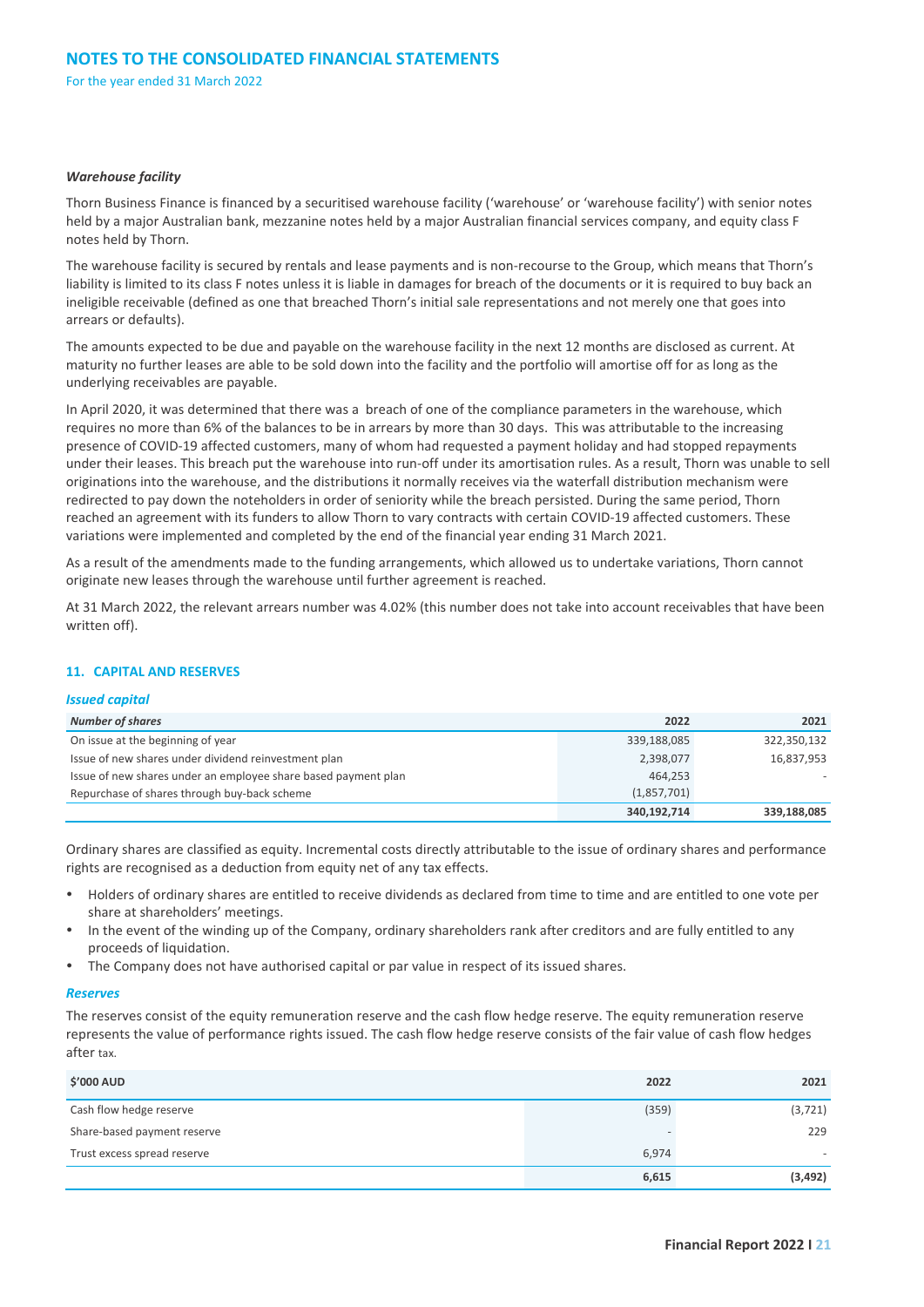### *Warehouse facility*

Thorn Business Finance is financed by a securitised warehouse facility ('warehouse' or 'warehouse facility') with senior notes held by a major Australian bank, mezzanine notes held by a major Australian financial services company, and equity class F notes held by Thorn.

The warehouse facility is secured by rentals and lease payments and is non-recourse to the Group, which means that Thorn's liability is limited to its class F notes unless it is liable in damages for breach of the documents or it is required to buy back an ineligible receivable (defined as one that breached Thorn's initial sale representations and not merely one that goes into arrears or defaults).

The amounts expected to be due and payable on the warehouse facility in the next 12 months are disclosed as current. At maturity no further leases are able to be sold down into the facility and the portfolio will amortise off for as long as the underlying receivables are payable.

In April 2020, it was determined that there was a breach of one of the compliance parameters in the warehouse, which requires no more than 6% of the balances to be in arrears by more than 30 days. This was attributable to the increasing presence of COVID-19 affected customers, many of whom had requested a payment holiday and had stopped repayments under their leases. This breach put the warehouse into run-off under its amortisation rules. As a result, Thorn was unable to sell originations into the warehouse, and the distributions it normally receives via the waterfall distribution mechanism were redirected to pay down the noteholders in order of seniority while the breach persisted. During the same period, Thorn reached an agreement with its funders to allow Thorn to vary contracts with certain COVID-19 affected customers. These variations were implemented and completed by the end of the financial year ending 31 March 2021.

As a result of the amendments made to the funding arrangements, which allowed us to undertake variations, Thorn cannot originate new leases through the warehouse until further agreement is reached.

At 31 March 2022, the relevant arrears number was 4.02% (this number does not take into account receivables that have been written off).

## 11. CAPITAL AND RESERVES

### *Issued capital*

| *Number of shares* | 2022 | 2021 |
|---|---|---|
| On issue at the beginning of year | 339,188,085 | 322,350,132 |
| Issue of new shares under dividend reinvestment plan | 2,398,077 | 16,837,953 |
| Issue of new shares under an employee share based payment plan | 464,253 | - |
| Repurchase of shares through buy-back scheme | (1,857,701) | |
| | **340,192,714** | **339,188,085** |

Ordinary shares are classified as equity. Incremental costs directly attributable to the issue of ordinary shares and performance rights are recognised as a deduction from equity net of any tax effects.

- Holders of ordinary shares are entitled to receive dividends as declared from time to time and are entitled to one vote per share at shareholders' meetings.
- In the event of the winding up of the Company, ordinary shareholders rank after creditors and are fully entitled to any proceeds of liquidation.
- The Company does not have authorised capital or par value in respect of its issued shares.

### *Reserves*

The reserves consist of the equity remuneration reserve and the cash flow hedge reserve. The equity remuneration reserve represents the value of performance rights issued. The cash flow hedge reserve consists of the fair value of cash flow hedges after tax.

| $'000 AUD | 2022 | 2021 |
|---|---|---|
| Cash flow hedge reserve | (359) | (3,721) |
| Share-based payment reserve | - | 229 |
| Trust excess spread reserve | 6,974 | - |
| | **6,615** | **(3,492)** |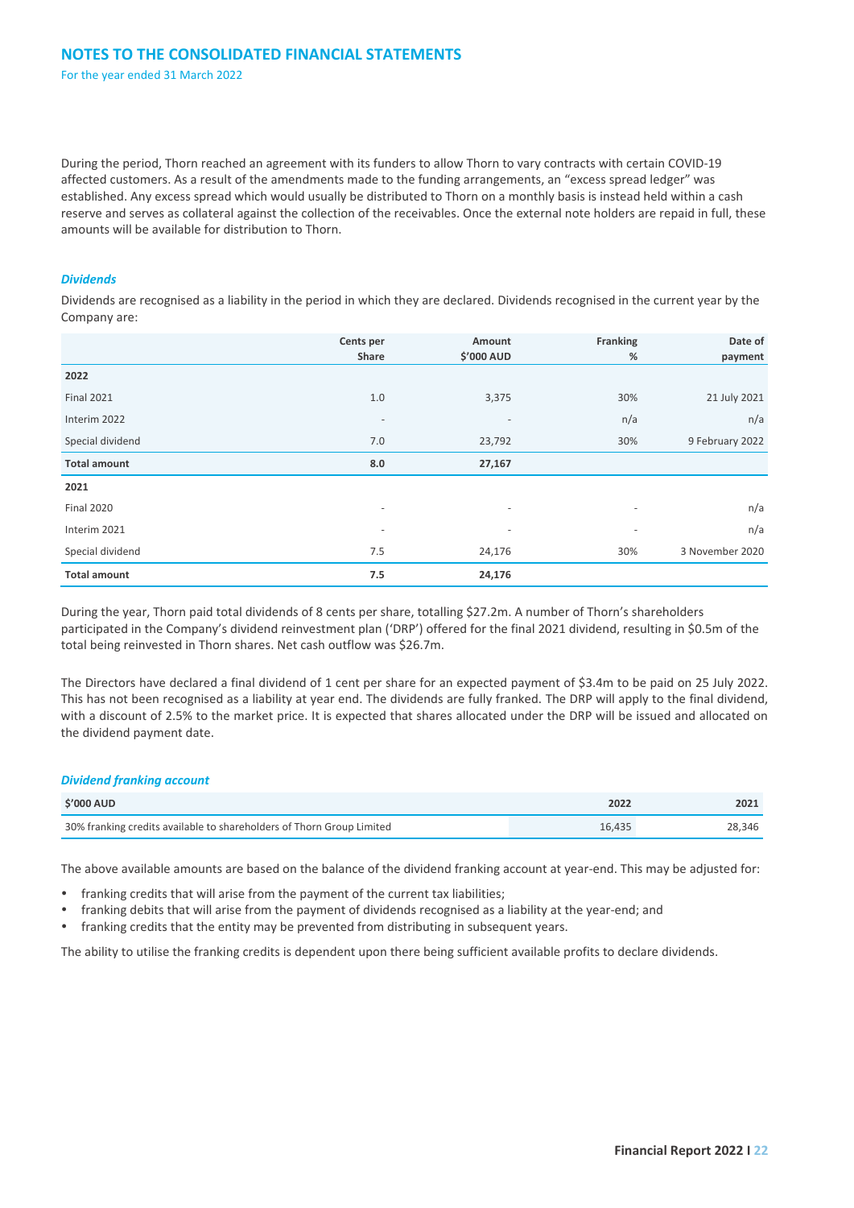During the period, Thorn reached an agreement with its funders to allow Thorn to vary contracts with certain COVID-19 affected customers. As a result of the amendments made to the funding arrangements, an "excess spread ledger" was established. Any excess spread which would usually be distributed to Thorn on a monthly basis is instead held within a cash reserve and serves as collateral against the collection of the receivables. Once the external note holders are repaid in full, these amounts will be available for distribution to Thorn.

### *Dividends*

Dividends are recognised as a liability in the period in which they are declared. Dividends recognised in the current year by the Company are:

| | Cents per Share | Amount $'000 AUD | Franking % | Date of payment |
|---|---|---|---|---|
| **2022** | | | | |
| Final 2021 | 1.0 | 3,375 | 30% | 21 July 2021 |
| Interim 2022 | - | - | n/a | n/a |
| Special dividend | 7.0 | 23,792 | 30% | 9 February 2022 |
| **Total amount** | **8.0** | **27,167** | | |
| **2021** | | | | |
| Final 2020 | - | - | - | n/a |
| Interim 2021 | - | - | - | n/a |
| Special dividend | 7.5 | 24,176 | 30% | 3 November 2020 |
| **Total amount** | **7.5** | **24,176** | | |

During the year, Thorn paid total dividends of 8 cents per share, totalling $27.2m. A number of Thorn's shareholders participated in the Company's dividend reinvestment plan ('DRP') offered for the final 2021 dividend, resulting in $0.5m of the total being reinvested in Thorn shares. Net cash outflow was $26.7m.

The Directors have declared a final dividend of 1 cent per share for an expected payment of $3.4m to be paid on 25 July 2022. This has not been recognised as a liability at year end. The dividends are fully franked. The DRP will apply to the final dividend, with a discount of 2.5% to the market price. It is expected that shares allocated under the DRP will be issued and allocated on the dividend payment date.

### *Dividend franking account*

| $'000 AUD | 2022 | 2021 |
|---|---|---|
| 30% franking credits available to shareholders of Thorn Group Limited | 16,435 | 28,346 |

The above available amounts are based on the balance of the dividend franking account at year-end. This may be adjusted for:

- franking credits that will arise from the payment of the current tax liabilities;
- franking debits that will arise from the payment of dividends recognised as a liability at the year-end; and
- franking credits that the entity may be prevented from distributing in subsequent years.

The ability to utilise the franking credits is dependent upon there being sufficient available profits to declare dividends.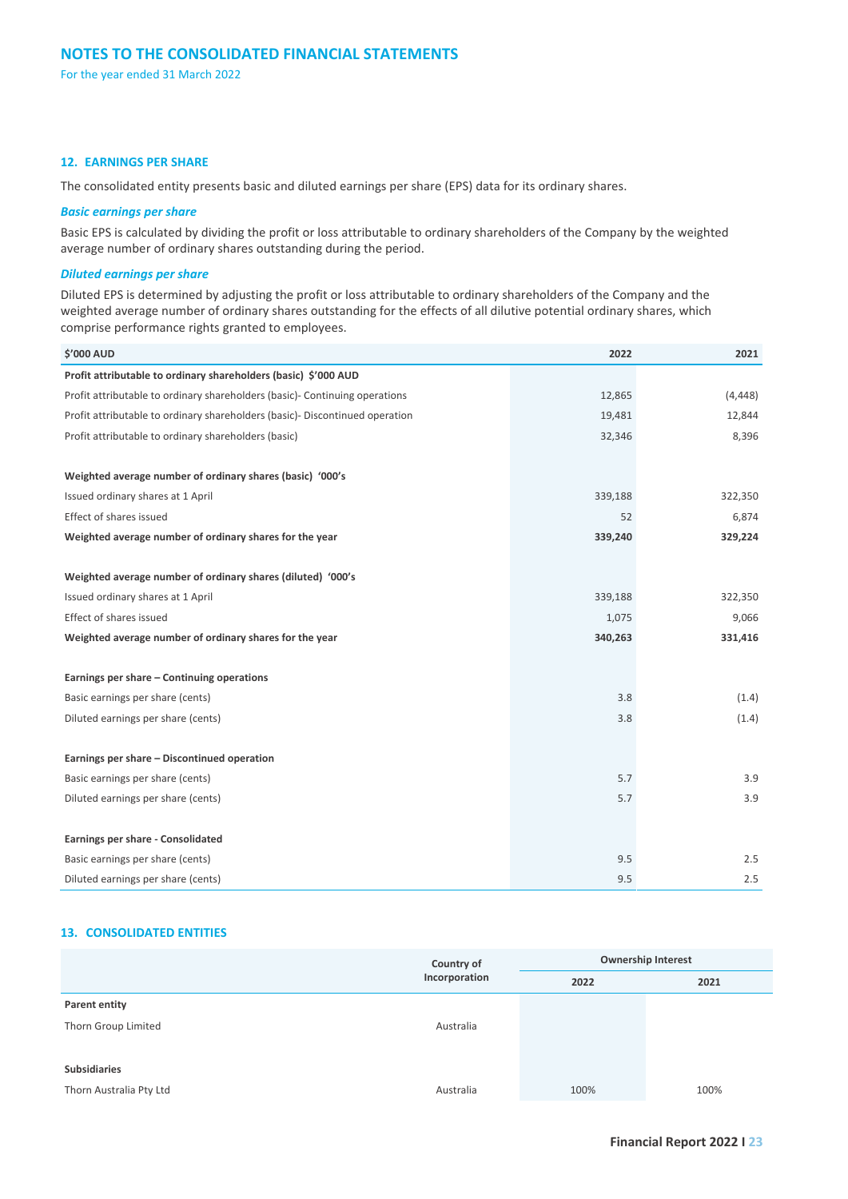## 12. EARNINGS PER SHARE

The consolidated entity presents basic and diluted earnings per share (EPS) data for its ordinary shares.

### *Basic earnings per share*

Basic EPS is calculated by dividing the profit or loss attributable to ordinary shareholders of the Company by the weighted average number of ordinary shares outstanding during the period.

### *Diluted earnings per share*

Diluted EPS is determined by adjusting the profit or loss attributable to ordinary shareholders of the Company and the weighted average number of ordinary shares outstanding for the effects of all dilutive potential ordinary shares, which comprise performance rights granted to employees.

| $'000 AUD | 2022 | 2021 |
|---|---|---|
| **Profit attributable to ordinary shareholders (basic) $'000 AUD** | | |
| Profit attributable to ordinary shareholders (basic)- Continuing operations | 12,865 | (4,448) |
| Profit attributable to ordinary shareholders (basic)- Discontinued operation | 19,481 | 12,844 |
| Profit attributable to ordinary shareholders (basic) | 32,346 | 8,396 |
| | | |
| **Weighted average number of ordinary shares (basic) '000's** | | |
| Issued ordinary shares at 1 April | 339,188 | 322,350 |
| Effect of shares issued | 52 | 6,874 |
| **Weighted average number of ordinary shares for the year** | **339,240** | **329,224** |
| | | |
| **Weighted average number of ordinary shares (diluted) '000's** | | |
| Issued ordinary shares at 1 April | 339,188 | 322,350 |
| Effect of shares issued | 1,075 | 9,066 |
| **Weighted average number of ordinary shares for the year** | **340,263** | **331,416** |
| | | |
| **Earnings per share – Continuing operations** | | |
| Basic earnings per share (cents) | 3.8 | (1.4) |
| Diluted earnings per share (cents) | 3.8 | (1.4) |
| | | |
| **Earnings per share – Discontinued operation** | | |
| Basic earnings per share (cents) | 5.7 | 3.9 |
| Diluted earnings per share (cents) | 5.7 | 3.9 |
| | | |
| **Earnings per share - Consolidated** | | |
| Basic earnings per share (cents) | 9.5 | 2.5 |
| Diluted earnings per share (cents) | 9.5 | 2.5 |

## 13. CONSOLIDATED ENTITIES

| | Country of Incorporation | Ownership Interest | |
|---|---|---|---|
| | | 2022 | 2021 |
| **Parent entity** | | | |
| Thorn Group Limited | Australia | | |
| | | | |
| **Subsidiaries** | | | |
| Thorn Australia Pty Ltd | Australia | 100% | 100% |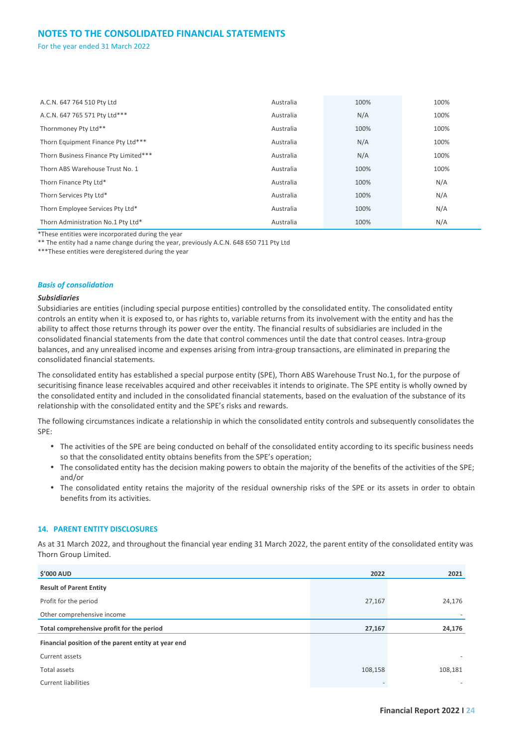# NOTES TO THE CONSOLIDATED FINANCIAL STATEMENTS

For the year ended 31 March 2022

| | | | |
|---|---|---|---|
| A.C.N. 647 764 510 Pty Ltd | Australia | 100% | 100% |
| A.C.N. 647 765 571 Pty Ltd*** | Australia | N/A | 100% |
| Thornmoney Pty Ltd** | Australia | 100% | 100% |
| Thorn Equipment Finance Pty Ltd*** | Australia | N/A | 100% |
| Thorn Business Finance Pty Limited*** | Australia | N/A | 100% |
| Thorn ABS Warehouse Trust No. 1 | Australia | 100% | 100% |
| Thorn Finance Pty Ltd* | Australia | 100% | N/A |
| Thorn Services Pty Ltd* | Australia | 100% | N/A |
| Thorn Employee Services Pty Ltd* | Australia | 100% | N/A |
| Thorn Administration No.1 Pty Ltd* | Australia | 100% | N/A |

*These entities were incorporated during the year
** The entity had a name change during the year, previously A.C.N. 648 650 711 Pty Ltd
***These entities were deregistered during the year

### *Basis of consolidation*

***Subsidiaries***

Subsidiaries are entities (including special purpose entities) controlled by the consolidated entity. The consolidated entity controls an entity when it is exposed to, or has rights to, variable returns from its involvement with the entity and has the ability to affect those returns through its power over the entity. The financial results of subsidiaries are included in the consolidated financial statements from the date that control commences until the date that control ceases. Intra-group balances, and any unrealised income and expenses arising from intra-group transactions, are eliminated in preparing the consolidated financial statements.

The consolidated entity has established a special purpose entity (SPE), Thorn ABS Warehouse Trust No.1, for the purpose of securitising finance lease receivables acquired and other receivables it intends to originate. The SPE entity is wholly owned by the consolidated entity and included in the consolidated financial statements, based on the evaluation of the substance of its relationship with the consolidated entity and the SPE's risks and rewards.

The following circumstances indicate a relationship in which the consolidated entity controls and subsequently consolidates the SPE:

- The activities of the SPE are being conducted on behalf of the consolidated entity according to its specific business needs so that the consolidated entity obtains benefits from the SPE's operation;
- The consolidated entity has the decision making powers to obtain the majority of the benefits of the activities of the SPE; and/or
- The consolidated entity retains the majority of the residual ownership risks of the SPE or its assets in order to obtain benefits from its activities.

## 14. PARENT ENTITY DISCLOSURES

As at 31 March 2022, and throughout the financial year ending 31 March 2022, the parent entity of the consolidated entity was Thorn Group Limited.

| $'000 AUD | 2022 | 2021 |
|---|---|---|
| **Result of Parent Entity** | | |
| Profit for the period | 27,167 | 24,176 |
| Other comprehensive income | | - |
| **Total comprehensive profit for the period** | **27,167** | **24,176** |
| **Financial position of the parent entity at year end** | | |
| Current assets | | - |
| Total assets | 108,158 | 108,181 |
| Current liabilities | - | - |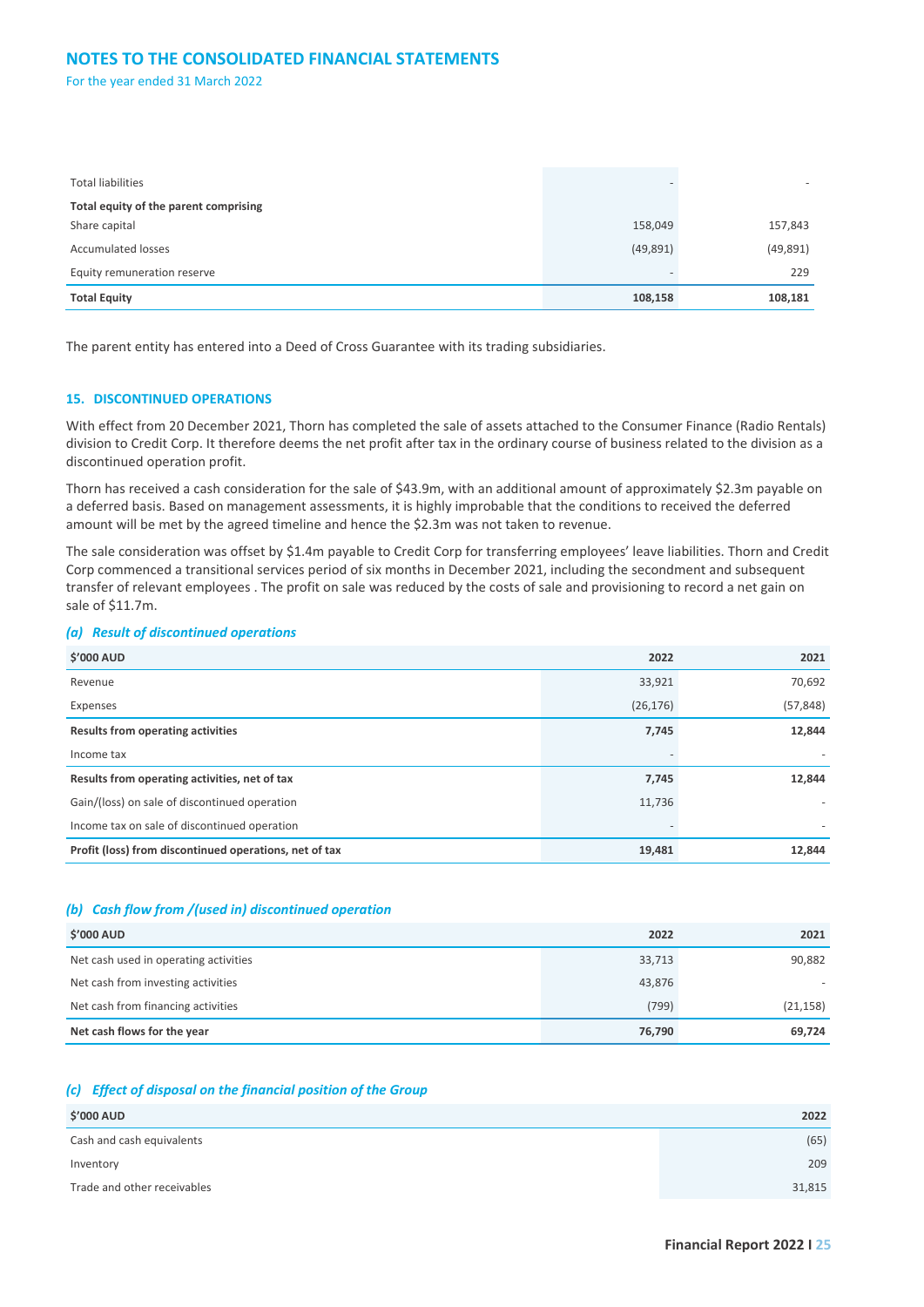# NOTES TO THE CONSOLIDATED FINANCIAL STATEMENTS

For the year ended 31 March 2022

| | | |
|---|---|---|
| Total liabilities | - | - |
| **Total equity of the parent comprising** | | |
| Share capital | 158,049 | 157,843 |
| Accumulated losses | (49,891) | (49,891) |
| Equity remuneration reserve | - | 229 |
| **Total Equity** | **108,158** | **108,181** |

The parent entity has entered into a Deed of Cross Guarantee with its trading subsidiaries.

### 15. DISCONTINUED OPERATIONS

With effect from 20 December 2021, Thorn has completed the sale of assets attached to the Consumer Finance (Radio Rentals) division to Credit Corp. It therefore deems the net profit after tax in the ordinary course of business related to the division as a discontinued operation profit.

Thorn has received a cash consideration for the sale of $43.9m, with an additional amount of approximately $2.3m payable on a deferred basis. Based on management assessments, it is highly improbable that the conditions to received the deferred amount will be met by the agreed timeline and hence the $2.3m was not taken to revenue.

The sale consideration was offset by $1.4m payable to Credit Corp for transferring employees' leave liabilities. Thorn and Credit Corp commenced a transitional services period of six months in December 2021, including the secondment and subsequent transfer of relevant employees . The profit on sale was reduced by the costs of sale and provisioning to record a net gain on sale of $11.7m.

#### *(a) Result of discontinued operations*

| $'000 AUD | 2022 | 2021 |
|---|---|---|
| Revenue | 33,921 | 70,692 |
| Expenses | (26,176) | (57,848) |
| **Results from operating activities** | **7,745** | **12,844** |
| Income tax | - | - |
| **Results from operating activities, net of tax** | **7,745** | **12,844** |
| Gain/(loss) on sale of discontinued operation | 11,736 | - |
| Income tax on sale of discontinued operation | - | - |
| **Profit (loss) from discontinued operations, net of tax** | **19,481** | **12,844** |

#### *(b) Cash flow from /(used in) discontinued operation*

| $'000 AUD | 2022 | 2021 |
|---|---|---|
| Net cash used in operating activities | 33,713 | 90,882 |
| Net cash from investing activities | 43,876 | - |
| Net cash from financing activities | (799) | (21,158) |
| **Net cash flows for the year** | **76,790** | **69,724** |

#### *(c) Effect of disposal on the financial position of the Group*

| $'000 AUD | 2022 |
|---|---|
| Cash and cash equivalents | (65) |
| Inventory | 209 |
| Trade and other receivables | 31,815 |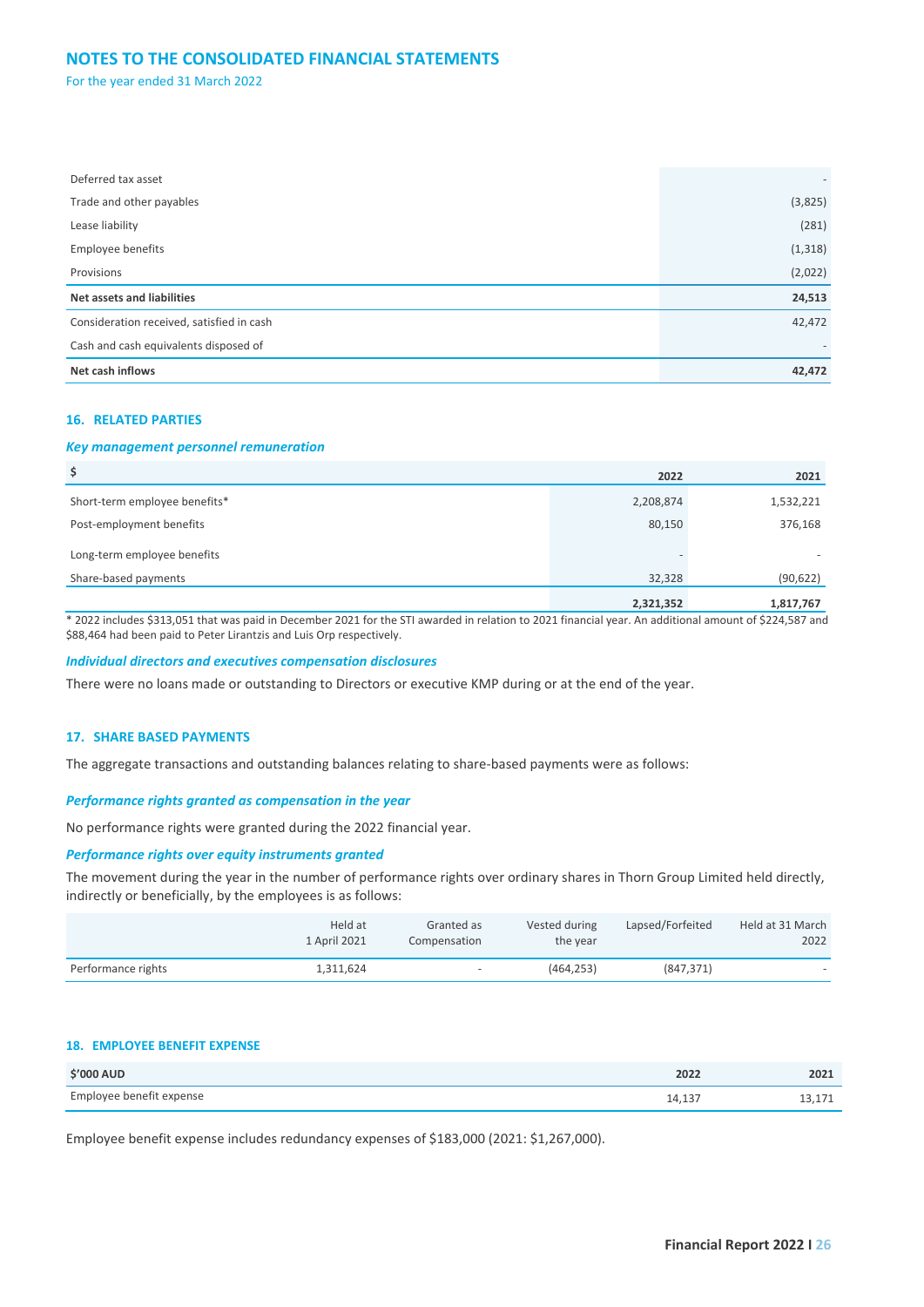# NOTES TO THE CONSOLIDATED FINANCIAL STATEMENTS

For the year ended 31 March 2022

| | |
|---|---|
| Deferred tax asset | - |
| Trade and other payables | (3,825) |
| Lease liability | (281) |
| Employee benefits | (1,318) |
| Provisions | (2,022) |
| **Net assets and liabilities** | **24,513** |
| Consideration received, satisfied in cash | 42,472 |
| Cash and cash equivalents disposed of | - |
| **Net cash inflows** | **42,472** |

## 16. RELATED PARTIES

### *Key management personnel remuneration*

| $ | 2022 | 2021 |
|---|---|---|
| Short-term employee benefits* | 2,208,874 | 1,532,221 |
| Post-employment benefits | 80,150 | 376,168 |
| Long-term employee benefits | - | - |
| Share-based payments | 32,328 | (90,622) |
| | **2,321,352** | **1,817,767** |

* 2022 includes $313,051 that was paid in December 2021 for the STI awarded in relation to 2021 financial year. An additional amount of $224,587 and $88,464 had been paid to Peter Lirantzis and Luis Orp respectively.

### *Individual directors and executives compensation disclosures*

There were no loans made or outstanding to Directors or executive KMP during or at the end of the year.

## 17. SHARE BASED PAYMENTS

The aggregate transactions and outstanding balances relating to share-based payments were as follows:

### *Performance rights granted as compensation in the year*

No performance rights were granted during the 2022 financial year.

### *Performance rights over equity instruments granted*

The movement during the year in the number of performance rights over ordinary shares in Thorn Group Limited held directly, indirectly or beneficially, by the employees is as follows:

| | Held at 1 April 2021 | Granted as Compensation | Vested during the year | Lapsed/Forfeited | Held at 31 March 2022 |
|---|---|---|---|---|---|
| Performance rights | 1,311,624 | - | (464,253) | (847,371) | - |

## 18. EMPLOYEE BENEFIT EXPENSE

| $'000 AUD | 2022 | 2021 |
|---|---|---|
| Employee benefit expense | 14,137 | 13,171 |

Employee benefit expense includes redundancy expenses of $183,000 (2021: $1,267,000).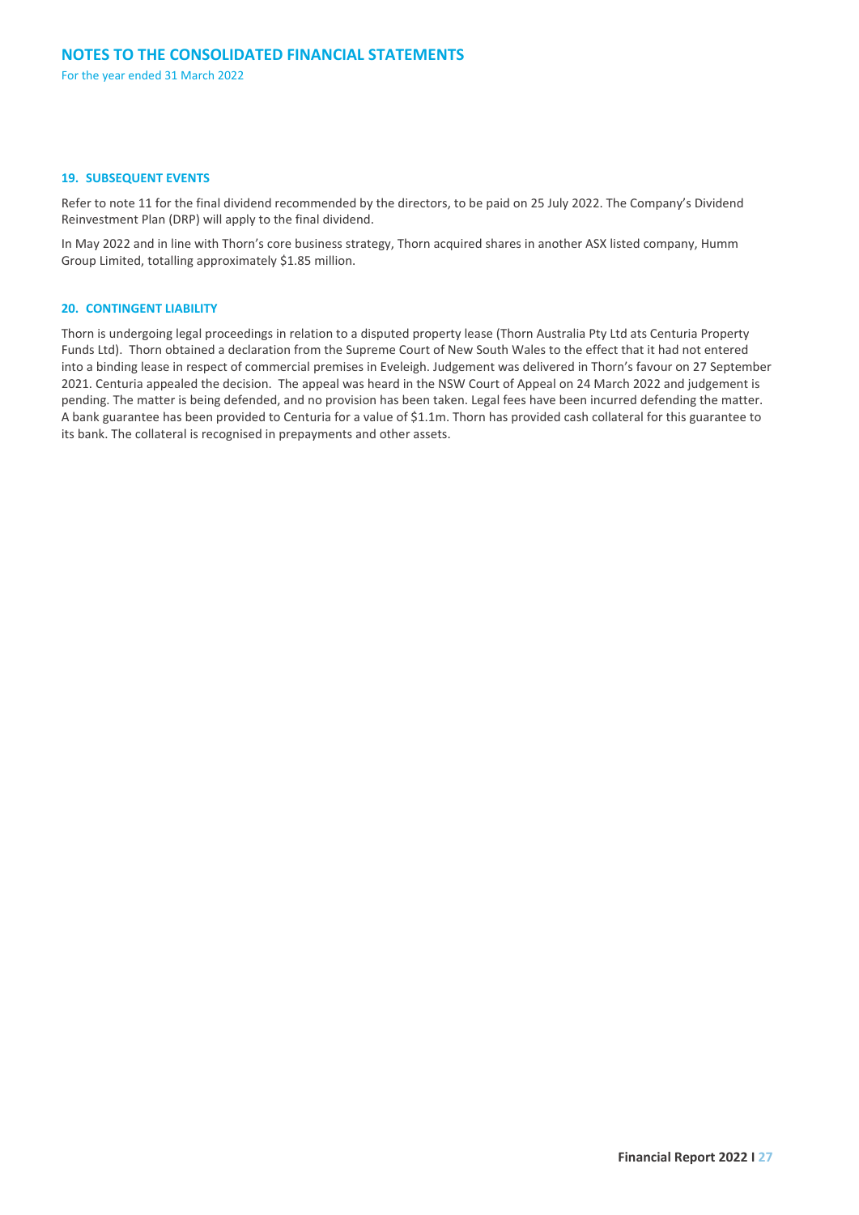# NOTES TO THE CONSOLIDATED FINANCIAL STATEMENTS

For the year ended 31 March 2022

### 19. SUBSEQUENT EVENTS

Refer to note 11 for the final dividend recommended by the directors, to be paid on 25 July 2022. The Company's Dividend Reinvestment Plan (DRP) will apply to the final dividend.

In May 2022 and in line with Thorn's core business strategy, Thorn acquired shares in another ASX listed company, Humm Group Limited, totalling approximately $1.85 million.

### 20. CONTINGENT LIABILITY

Thorn is undergoing legal proceedings in relation to a disputed property lease (Thorn Australia Pty Ltd ats Centuria Property Funds Ltd). Thorn obtained a declaration from the Supreme Court of New South Wales to the effect that it had not entered into a binding lease in respect of commercial premises in Eveleigh. Judgement was delivered in Thorn's favour on 27 September 2021. Centuria appealed the decision. The appeal was heard in the NSW Court of Appeal on 24 March 2022 and judgement is pending. The matter is being defended, and no provision has been taken. Legal fees have been incurred defending the matter. A bank guarantee has been provided to Centuria for a value of $1.1m. Thorn has provided cash collateral for this guarantee to its bank. The collateral is recognised in prepayments and other assets.